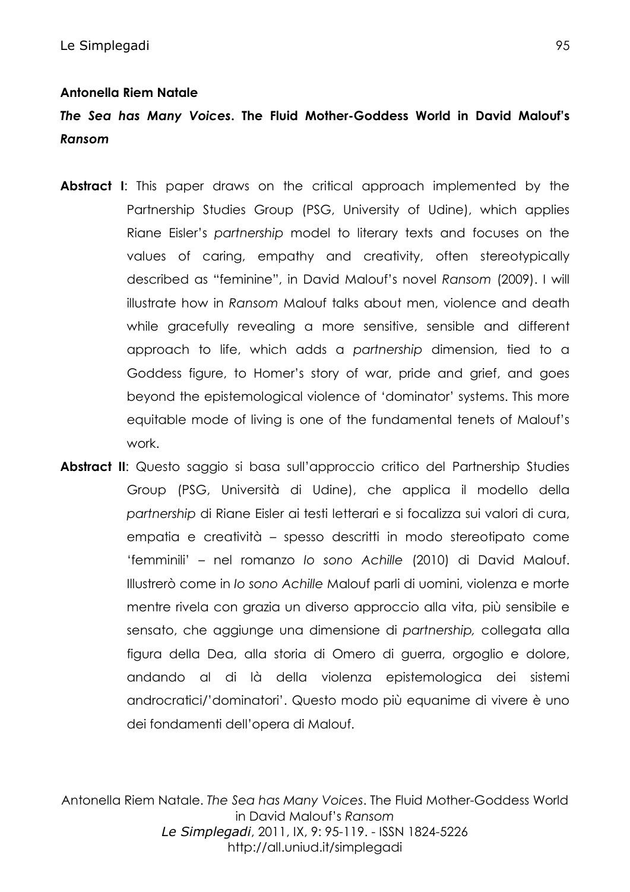**Antonella Riem Natale**

## ***The Sea has Many Voices*. The Fluid Mother-Goddess World in David Malouf's *Ransom***

**Abstract I**: This paper draws on the critical approach implemented by the Partnership Studies Group (PSG, University of Udine), which applies Riane Eisler's *partnership* model to literary texts and focuses on the values of caring, empathy and creativity, often stereotypically described as "feminine", in David Malouf's novel *Ransom* (2009). I will illustrate how in *Ransom* Malouf talks about men, violence and death while gracefully revealing a more sensitive, sensible and different approach to life, which adds a *partnership* dimension, tied to a Goddess figure, to Homer's story of war, pride and grief, and goes beyond the epistemological violence of 'dominator' systems. This more equitable mode of living is one of the fundamental tenets of Malouf's work.

**Abstract II**: Questo saggio si basa sull'approccio critico del Partnership Studies Group (PSG, Università di Udine), che applica il modello della *partnership* di Riane Eisler ai testi letterari e si focalizza sui valori di cura, empatia e creatività – spesso descritti in modo stereotipato come 'femminili' – nel romanzo *Io sono Achille* (2010) di David Malouf. Illustrerò come in *Io sono Achille* Malouf parli di uomini, violenza e morte mentre rivela con grazia un diverso approccio alla vita, più sensibile e sensato, che aggiunge una dimensione di *partnership,* collegata alla figura della Dea, alla storia di Omero di guerra, orgoglio e dolore, andando al di là della violenza epistemologica dei sistemi androcratici/'dominatori'. Questo modo più equanime di vivere è uno dei fondamenti dell'opera di Malouf.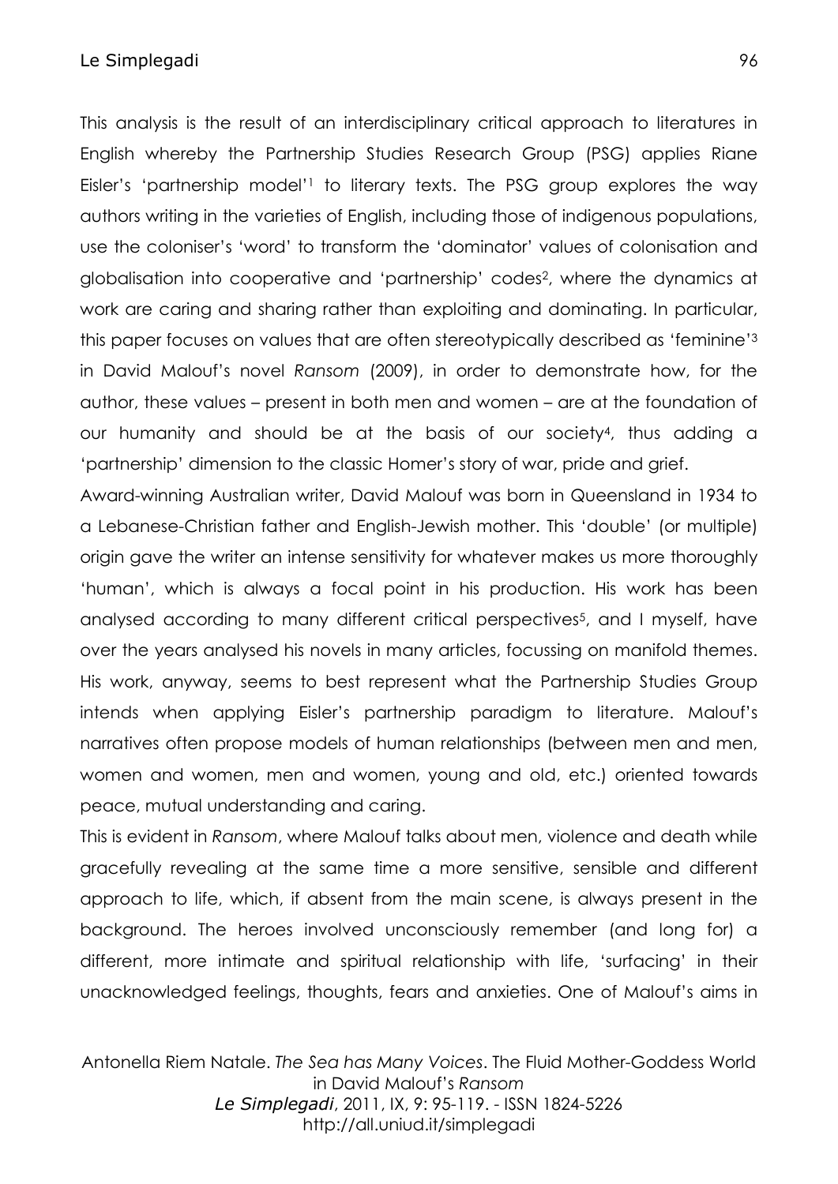This analysis is the result of an interdisciplinary critical approach to literatures in English whereby the Partnership Studies Research Group (PSG) applies Riane Eisler's 'partnership model'[1] to literary texts. The PSG group explores the way authors writing in the varieties of English, including those of indigenous populations, use the coloniser's 'word' to transform the 'dominator' values of colonisation and globalisation into cooperative and 'partnership' codes[2], where the dynamics at work are caring and sharing rather than exploiting and dominating. In particular, this paper focuses on values that are often stereotypically described as 'feminine'[3] in David Malouf's novel *Ransom* (2009), in order to demonstrate how, for the author, these values – present in both men and women – are at the foundation of our humanity and should be at the basis of our society[4], thus adding a 'partnership' dimension to the classic Homer's story of war, pride and grief.

Award-winning Australian writer, David Malouf was born in Queensland in 1934 to a Lebanese-Christian father and English-Jewish mother. This 'double' (or multiple) origin gave the writer an intense sensitivity for whatever makes us more thoroughly 'human', which is always a focal point in his production. His work has been analysed according to many different critical perspectives[5], and I myself, have over the years analysed his novels in many articles, focussing on manifold themes. His work, anyway, seems to best represent what the Partnership Studies Group intends when applying Eisler's partnership paradigm to literature. Malouf's narratives often propose models of human relationships (between men and men, women and women, men and women, young and old, etc.) oriented towards peace, mutual understanding and caring.

This is evident in *Ransom*, where Malouf talks about men, violence and death while gracefully revealing at the same time a more sensitive, sensible and different approach to life, which, if absent from the main scene, is always present in the background. The heroes involved unconsciously remember (and long for) a different, more intimate and spiritual relationship with life, 'surfacing' in their unacknowledged feelings, thoughts, fears and anxieties. One of Malouf's aims in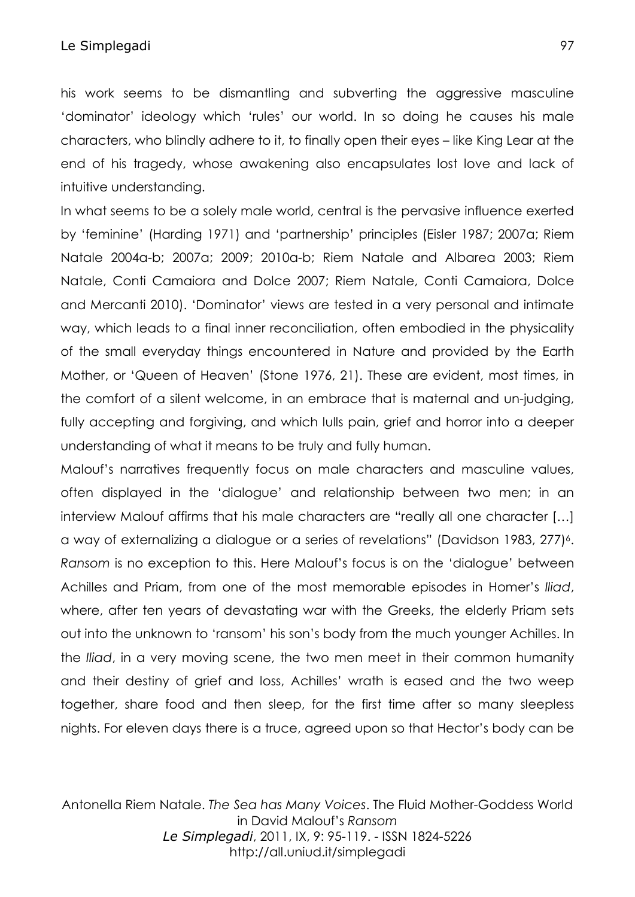his work seems to be dismantling and subverting the aggressive masculine 'dominator' ideology which 'rules' our world. In so doing he causes his male characters, who blindly adhere to it, to finally open their eyes – like King Lear at the end of his tragedy, whose awakening also encapsulates lost love and lack of intuitive understanding.

In what seems to be a solely male world, central is the pervasive influence exerted by 'feminine' (Harding 1971) and 'partnership' principles (Eisler 1987; 2007a; Riem Natale 2004a-b; 2007a; 2009; 2010a-b; Riem Natale and Albarea 2003; Riem Natale, Conti Camaiora and Dolce 2007; Riem Natale, Conti Camaiora, Dolce and Mercanti 2010). 'Dominator' views are tested in a very personal and intimate way, which leads to a final inner reconciliation, often embodied in the physicality of the small everyday things encountered in Nature and provided by the Earth Mother, or 'Queen of Heaven' (Stone 1976, 21). These are evident, most times, in the comfort of a silent welcome, in an embrace that is maternal and un-judging, fully accepting and forgiving, and which lulls pain, grief and horror into a deeper understanding of what it means to be truly and fully human.

Malouf's narratives frequently focus on male characters and masculine values, often displayed in the 'dialogue' and relationship between two men; in an interview Malouf affirms that his male characters are "really all one character […] a way of externalizing a dialogue or a series of revelations" (Davidson 1983, 277)[6]. *Ransom* is no exception to this. Here Malouf's focus is on the 'dialogue' between Achilles and Priam, from one of the most memorable episodes in Homer's *Iliad*, where, after ten years of devastating war with the Greeks, the elderly Priam sets out into the unknown to 'ransom' his son's body from the much younger Achilles. In the *Iliad*, in a very moving scene, the two men meet in their common humanity and their destiny of grief and loss, Achilles' wrath is eased and the two weep together, share food and then sleep, for the first time after so many sleepless nights. For eleven days there is a truce, agreed upon so that Hector's body can be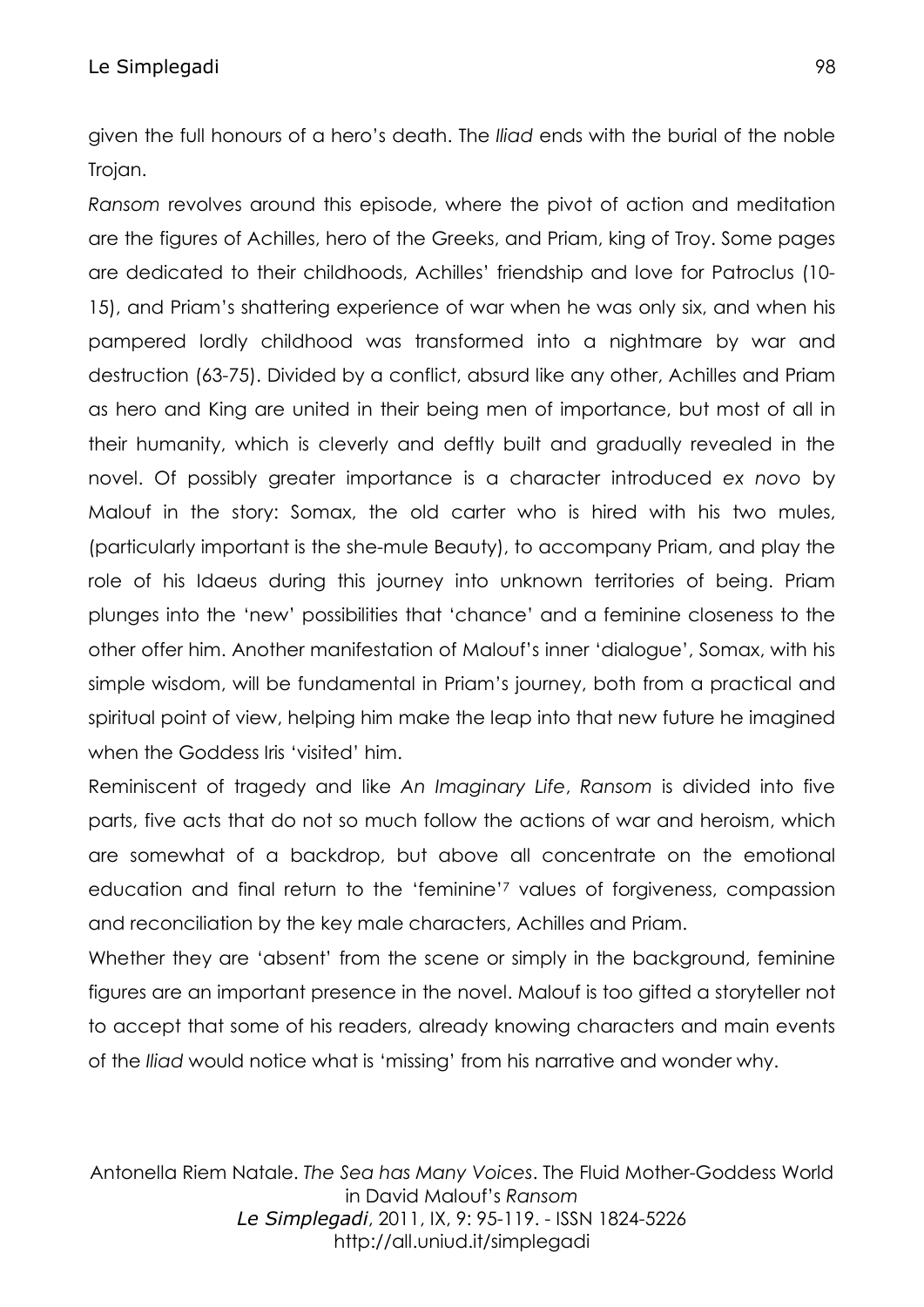given the full honours of a hero's death. The *Iliad* ends with the burial of the noble Trojan.

*Ransom* revolves around this episode, where the pivot of action and meditation are the figures of Achilles, hero of the Greeks, and Priam, king of Troy. Some pages are dedicated to their childhoods, Achilles' friendship and love for Patroclus (10-15), and Priam's shattering experience of war when he was only six, and when his pampered lordly childhood was transformed into a nightmare by war and destruction (63-75). Divided by a conflict, absurd like any other, Achilles and Priam as hero and King are united in their being men of importance, but most of all in their humanity, which is cleverly and deftly built and gradually revealed in the novel. Of possibly greater importance is a character introduced *ex novo* by Malouf in the story: Somax, the old carter who is hired with his two mules, (particularly important is the she-mule Beauty), to accompany Priam, and play the role of his Idaeus during this journey into unknown territories of being. Priam plunges into the 'new' possibilities that 'chance' and a feminine closeness to the other offer him. Another manifestation of Malouf's inner 'dialogue', Somax, with his simple wisdom, will be fundamental in Priam's journey, both from a practical and spiritual point of view, helping him make the leap into that new future he imagined when the Goddess Iris 'visited' him.

Reminiscent of tragedy and like *An Imaginary Life*, *Ransom* is divided into five parts, five acts that do not so much follow the actions of war and heroism, which are somewhat of a backdrop, but above all concentrate on the emotional education and final return to the 'feminine'[7] values of forgiveness, compassion and reconciliation by the key male characters, Achilles and Priam.

Whether they are 'absent' from the scene or simply in the background, feminine figures are an important presence in the novel. Malouf is too gifted a storyteller not to accept that some of his readers, already knowing characters and main events of the *Iliad* would notice what is 'missing' from his narrative and wonder why.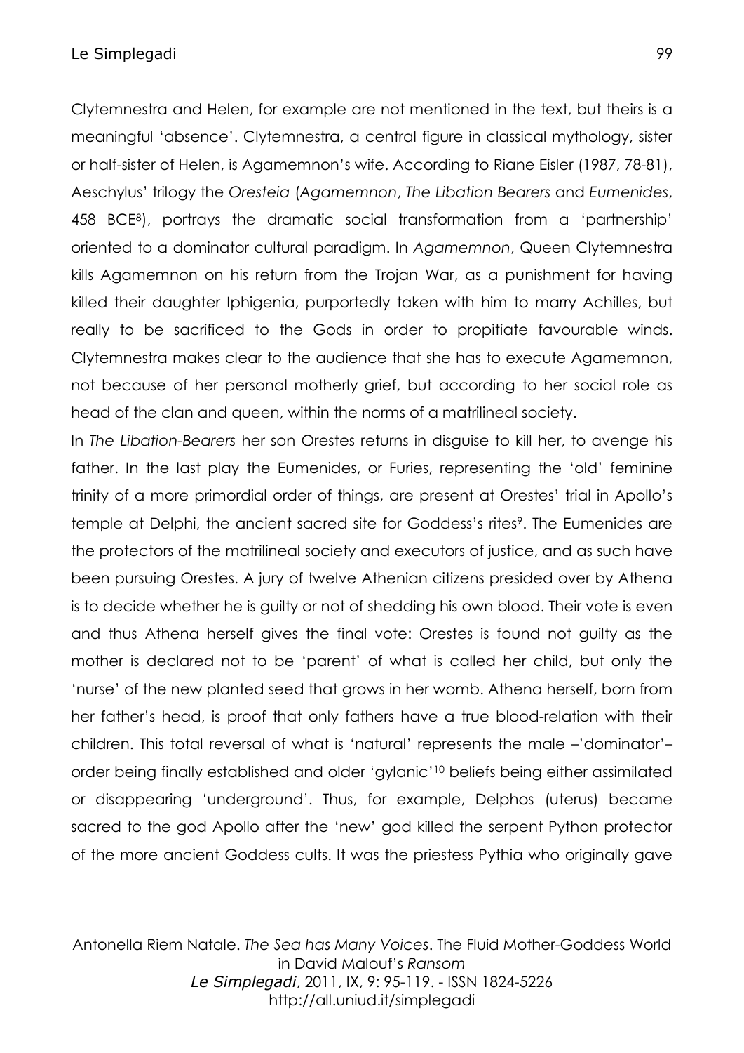Clytemnestra and Helen, for example are not mentioned in the text, but theirs is a meaningful 'absence'. Clytemnestra, a central figure in classical mythology, sister or half-sister of Helen, is Agamemnon's wife. According to Riane Eisler (1987, 78-81), Aeschylus' trilogy the *Oresteia* (*Agamemnon*, *The Libation Bearers* and *Eumenides*, 458 BCE[8]), portrays the dramatic social transformation from a 'partnership' oriented to a dominator cultural paradigm. In *Agamemnon*, Queen Clytemnestra kills Agamemnon on his return from the Trojan War, as a punishment for having killed their daughter Iphigenia, purportedly taken with him to marry Achilles, but really to be sacrificed to the Gods in order to propitiate favourable winds. Clytemnestra makes clear to the audience that she has to execute Agamemnon, not because of her personal motherly grief, but according to her social role as head of the clan and queen, within the norms of a matrilineal society.

In *The Libation-Bearers* her son Orestes returns in disguise to kill her, to avenge his father. In the last play the Eumenides, or Furies, representing the 'old' feminine trinity of a more primordial order of things, are present at Orestes' trial in Apollo's temple at Delphi, the ancient sacred site for Goddess's rites[9]. The Eumenides are the protectors of the matrilineal society and executors of justice, and as such have been pursuing Orestes. A jury of twelve Athenian citizens presided over by Athena is to decide whether he is guilty or not of shedding his own blood. Their vote is even and thus Athena herself gives the final vote: Orestes is found not guilty as the mother is declared not to be 'parent' of what is called her child, but only the 'nurse' of the new planted seed that grows in her womb. Athena herself, born from her father's head, is proof that only fathers have a true blood-relation with their children. This total reversal of what is 'natural' represents the male –'dominator'– order being finally established and older 'gylanic'[10] beliefs being either assimilated or disappearing 'underground'. Thus, for example, Delphos (uterus) became sacred to the god Apollo after the 'new' god killed the serpent Python protector of the more ancient Goddess cults. It was the priestess Pythia who originally gave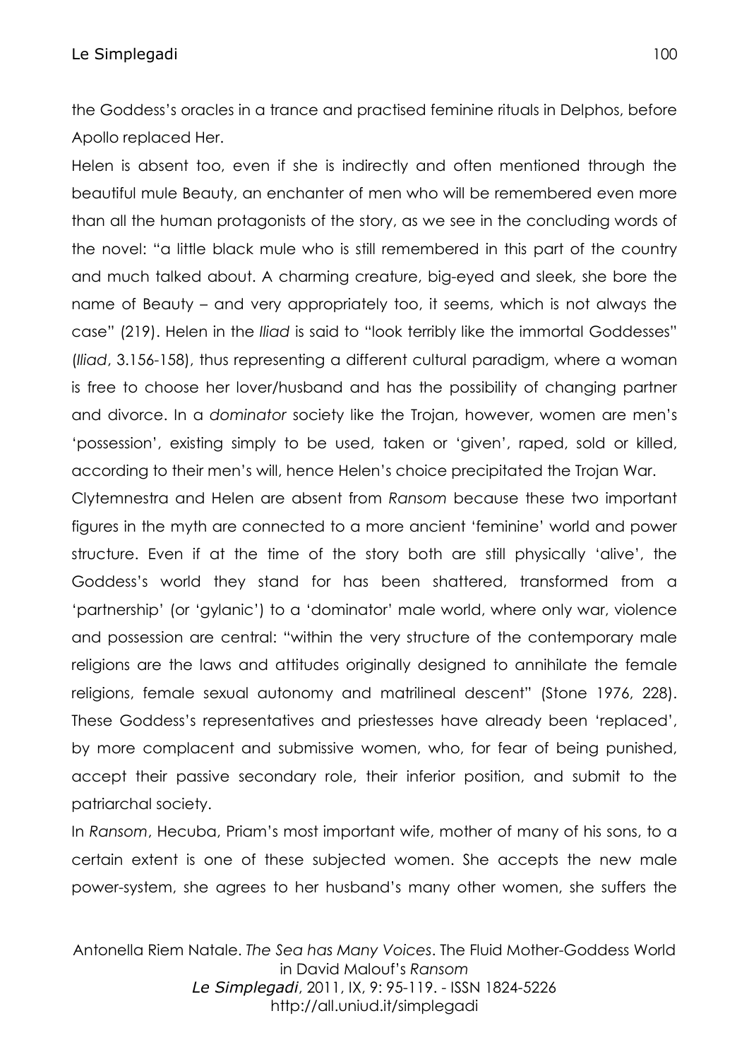the Goddess's oracles in a trance and practised feminine rituals in Delphos, before Apollo replaced Her.

Helen is absent too, even if she is indirectly and often mentioned through the beautiful mule Beauty, an enchanter of men who will be remembered even more than all the human protagonists of the story, as we see in the concluding words of the novel: "a little black mule who is still remembered in this part of the country and much talked about. A charming creature, big-eyed and sleek, she bore the name of Beauty – and very appropriately too, it seems, which is not always the case" (219). Helen in the *Iliad* is said to "look terribly like the immortal Goddesses" (*Illiad*, 3.156-158), thus representing a different cultural paradigm, where a woman is free to choose her lover/husband and has the possibility of changing partner and divorce. In a *dominator* society like the Trojan, however, women are men's 'possession', existing simply to be used, taken or 'given', raped, sold or killed, according to their men's will, hence Helen's choice precipitated the Trojan War.

Clytemnestra and Helen are absent from *Ransom* because these two important figures in the myth are connected to a more ancient 'feminine' world and power structure. Even if at the time of the story both are still physically 'alive', the Goddess's world they stand for has been shattered, transformed from a 'partnership' (or 'gylanic') to a 'dominator' male world, where only war, violence and possession are central: "within the very structure of the contemporary male religions are the laws and attitudes originally designed to annihilate the female religions, female sexual autonomy and matrilineal descent" (Stone 1976, 228). These Goddess's representatives and priestesses have already been 'replaced', by more complacent and submissive women, who, for fear of being punished, accept their passive secondary role, their inferior position, and submit to the patriarchal society.

In *Ransom*, Hecuba, Priam's most important wife, mother of many of his sons, to a certain extent is one of these subjected women. She accepts the new male power-system, she agrees to her husband's many other women, she suffers the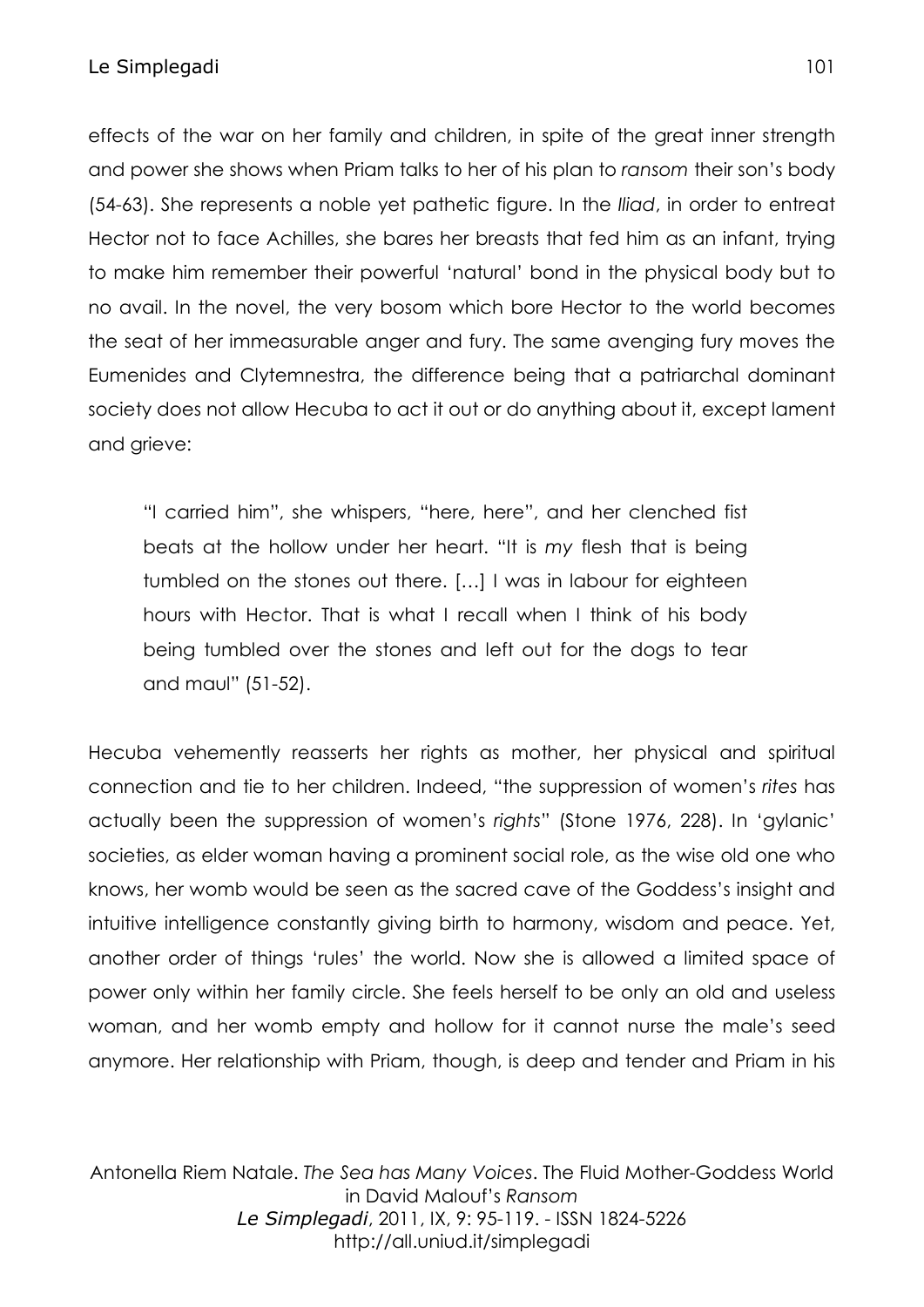effects of the war on her family and children, in spite of the great inner strength and power she shows when Priam talks to her of his plan to *ransom* their son's body (54-63). She represents a noble yet pathetic figure. In the *Iliad*, in order to entreat Hector not to face Achilles, she bares her breasts that fed him as an infant, trying to make him remember their powerful 'natural' bond in the physical body but to no avail. In the novel, the very bosom which bore Hector to the world becomes the seat of her immeasurable anger and fury. The same avenging fury moves the Eumenides and Clytemnestra, the difference being that a patriarchal dominant society does not allow Hecuba to act it out or do anything about it, except lament and grieve:

> "I carried him", she whispers, "here, here", and her clenched fist beats at the hollow under her heart. "It is *my* flesh that is being tumbled on the stones out there. […] I was in labour for eighteen hours with Hector. That is what I recall when I think of his body being tumbled over the stones and left out for the dogs to tear and maul" (51-52).

Hecuba vehemently reasserts her rights as mother, her physical and spiritual connection and tie to her children. Indeed, "the suppression of women's *rites* has actually been the suppression of women's *rights*" (Stone 1976, 228). In 'gylanic' societies, as elder woman having a prominent social role, as the wise old one who knows, her womb would be seen as the sacred cave of the Goddess's insight and intuitive intelligence constantly giving birth to harmony, wisdom and peace. Yet, another order of things 'rules' the world. Now she is allowed a limited space of power only within her family circle. She feels herself to be only an old and useless woman, and her womb empty and hollow for it cannot nurse the male's seed anymore. Her relationship with Priam, though, is deep and tender and Priam in his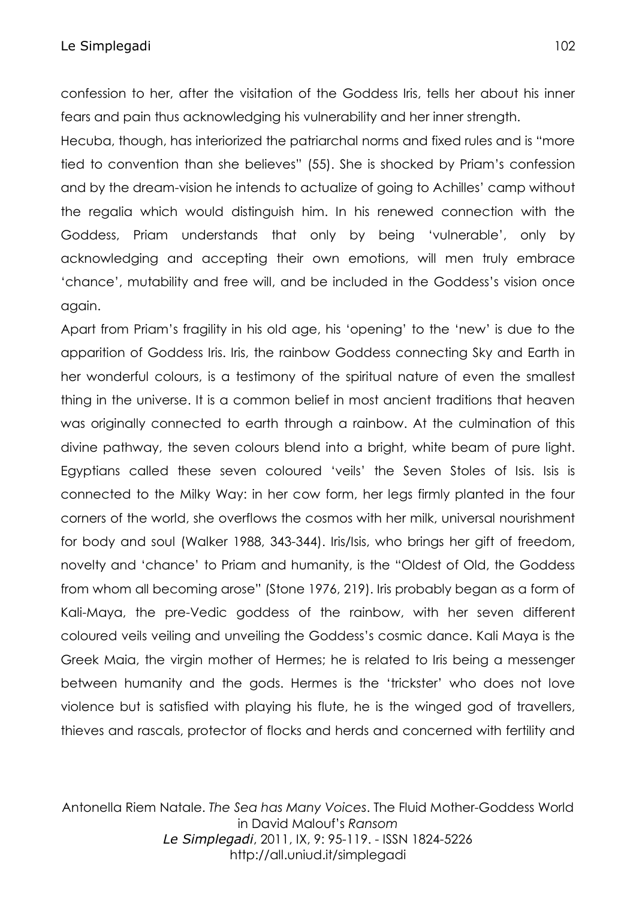confession to her, after the visitation of the Goddess Iris, tells her about his inner fears and pain thus acknowledging his vulnerability and her inner strength.

Hecuba, though, has interiorized the patriarchal norms and fixed rules and is "more tied to convention than she believes" (55). She is shocked by Priam's confession and by the dream-vision he intends to actualize of going to Achilles' camp without the regalia which would distinguish him. In his renewed connection with the Goddess, Priam understands that only by being 'vulnerable', only by acknowledging and accepting their own emotions, will men truly embrace 'chance', mutability and free will, and be included in the Goddess's vision once again.

Apart from Priam's fragility in his old age, his 'opening' to the 'new' is due to the apparition of Goddess Iris. Iris, the rainbow Goddess connecting Sky and Earth in her wonderful colours, is a testimony of the spiritual nature of even the smallest thing in the universe. It is a common belief in most ancient traditions that heaven was originally connected to earth through a rainbow. At the culmination of this divine pathway, the seven colours blend into a bright, white beam of pure light. Egyptians called these seven coloured 'veils' the Seven Stoles of Isis. Isis is connected to the Milky Way: in her cow form, her legs firmly planted in the four corners of the world, she overflows the cosmos with her milk, universal nourishment for body and soul (Walker 1988, 343-344). Iris/Isis, who brings her gift of freedom, novelty and 'chance' to Priam and humanity, is the "Oldest of Old, the Goddess from whom all becoming arose" (Stone 1976, 219). Iris probably began as a form of Kali-Maya, the pre-Vedic goddess of the rainbow, with her seven different coloured veils veiling and unveiling the Goddess's cosmic dance. Kali Maya is the Greek Maia, the virgin mother of Hermes; he is related to Iris being a messenger between humanity and the gods. Hermes is the 'trickster' who does not love violence but is satisfied with playing his flute, he is the winged god of travellers, thieves and rascals, protector of flocks and herds and concerned with fertility and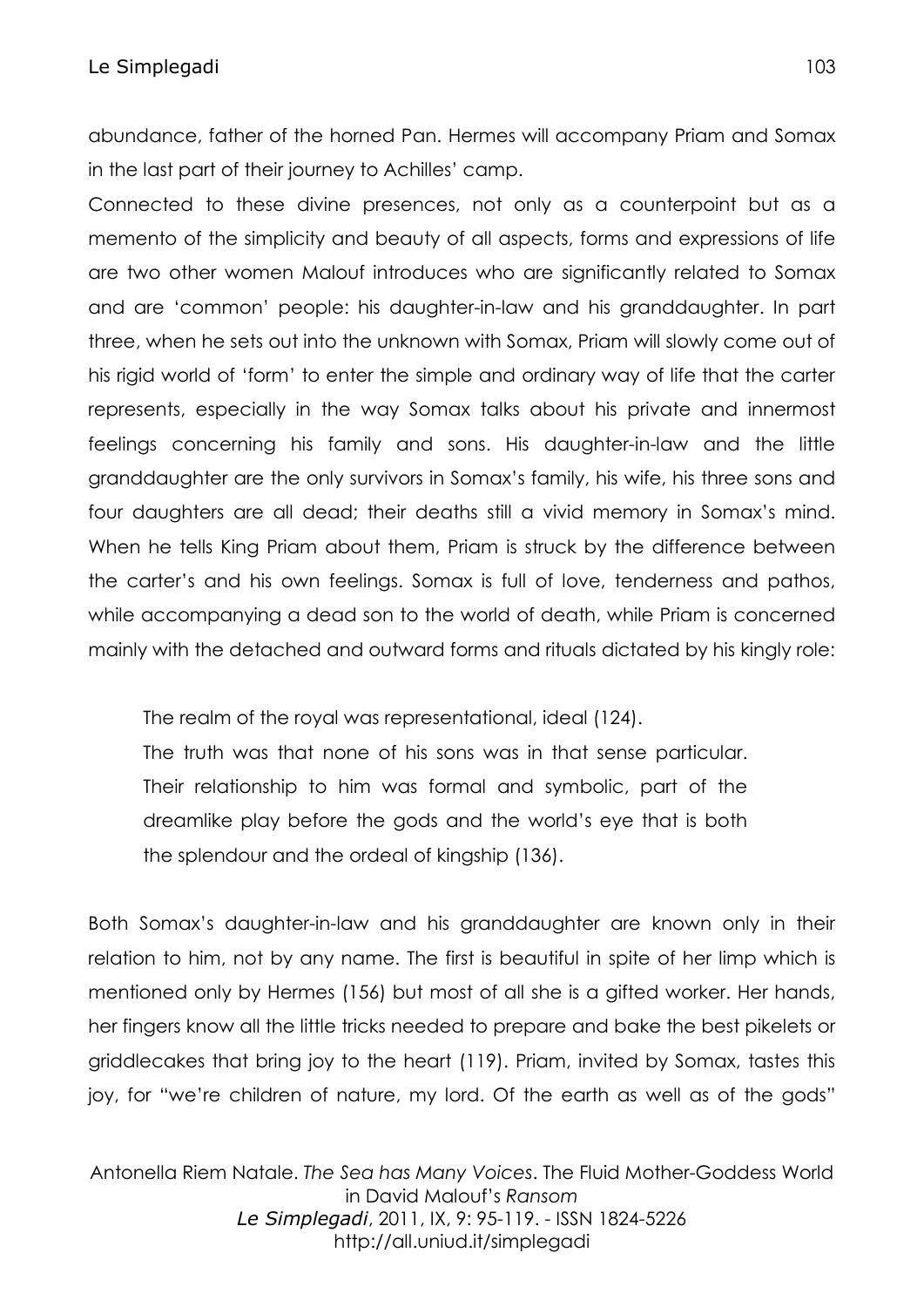abundance, father of the horned Pan. Hermes will accompany Priam and Somax in the last part of their journey to Achilles' camp.

Connected to these divine presences, not only as a counterpoint but as a memento of the simplicity and beauty of all aspects, forms and expressions of life are two other women Malouf introduces who are significantly related to Somax and are 'common' people: his daughter-in-law and his granddaughter. In part three, when he sets out into the unknown with Somax, Priam will slowly come out of his rigid world of 'form' to enter the simple and ordinary way of life that the carter represents, especially in the way Somax talks about his private and innermost feelings concerning his family and sons. His daughter-in-law and the little granddaughter are the only survivors in Somax's family, his wife, his three sons and four daughters are all dead; their deaths still a vivid memory in Somax's mind. When he tells King Priam about them, Priam is struck by the difference between the carter's and his own feelings. Somax is full of love, tenderness and pathos, while accompanying a dead son to the world of death, while Priam is concerned mainly with the detached and outward forms and rituals dictated by his kingly role:

> The realm of the royal was representational, ideal (124).
> The truth was that none of his sons was in that sense particular. Their relationship to him was formal and symbolic, part of the dreamlike play before the gods and the world's eye that is both the splendour and the ordeal of kingship (136).

Both Somax's daughter-in-law and his granddaughter are known only in their relation to him, not by any name. The first is beautiful in spite of her limp which is mentioned only by Hermes (156) but most of all she is a gifted worker. Her hands, her fingers know all the little tricks needed to prepare and bake the best pikelets or griddlecakes that bring joy to the heart (119). Priam, invited by Somax, tastes this joy, for "we're children of nature, my lord. Of the earth as well as of the gods"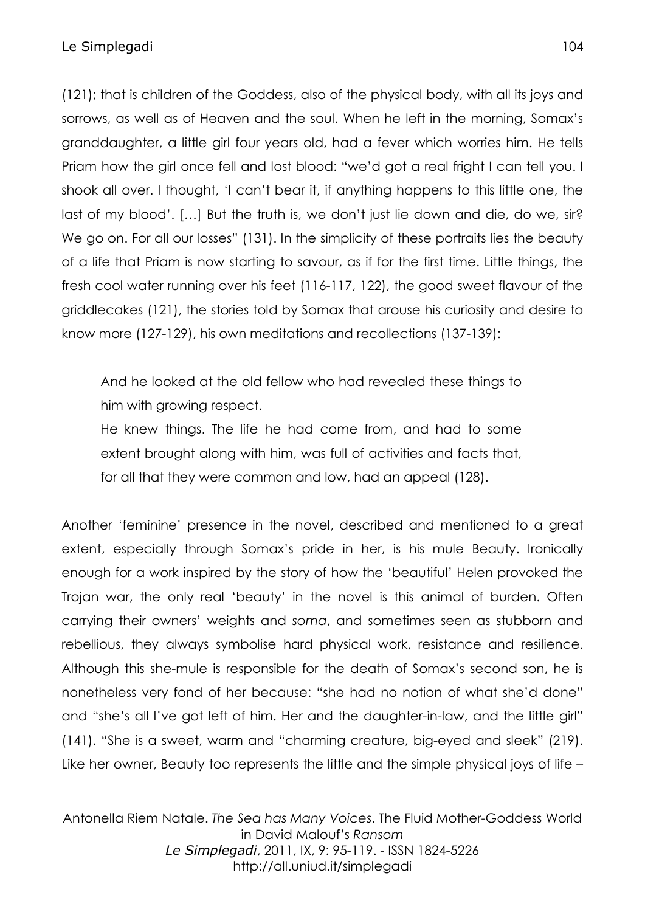(121); that is children of the Goddess, also of the physical body, with all its joys and sorrows, as well as of Heaven and the soul. When he left in the morning, Somax's granddaughter, a little girl four years old, had a fever which worries him. He tells Priam how the girl once fell and lost blood: "we'd got a real fright I can tell you. I shook all over. I thought, 'I can't bear it, if anything happens to this little one, the last of my blood'. […] But the truth is, we don't just lie down and die, do we, sir? We go on. For all our losses" (131). In the simplicity of these portraits lies the beauty of a life that Priam is now starting to savour, as if for the first time. Little things, the fresh cool water running over his feet (116-117, 122), the good sweet flavour of the griddlecakes (121), the stories told by Somax that arouse his curiosity and desire to know more (127-129), his own meditations and recollections (137-139):

> And he looked at the old fellow who had revealed these things to him with growing respect.
> He knew things. The life he had come from, and had to some extent brought along with him, was full of activities and facts that, for all that they were common and low, had an appeal (128).

Another 'feminine' presence in the novel, described and mentioned to a great extent, especially through Somax's pride in her, is his mule Beauty. Ironically enough for a work inspired by the story of how the 'beautiful' Helen provoked the Trojan war, the only real 'beauty' in the novel is this animal of burden. Often carrying their owners' weights and *soma*, and sometimes seen as stubborn and rebellious, they always symbolise hard physical work, resistance and resilience. Although this she-mule is responsible for the death of Somax's second son, he is nonetheless very fond of her because: "she had no notion of what she'd done" and "she's all I've got left of him. Her and the daughter-in-law, and the little girl" (141). "She is a sweet, warm and "charming creature, big-eyed and sleek" (219). Like her owner, Beauty too represents the little and the simple physical joys of life –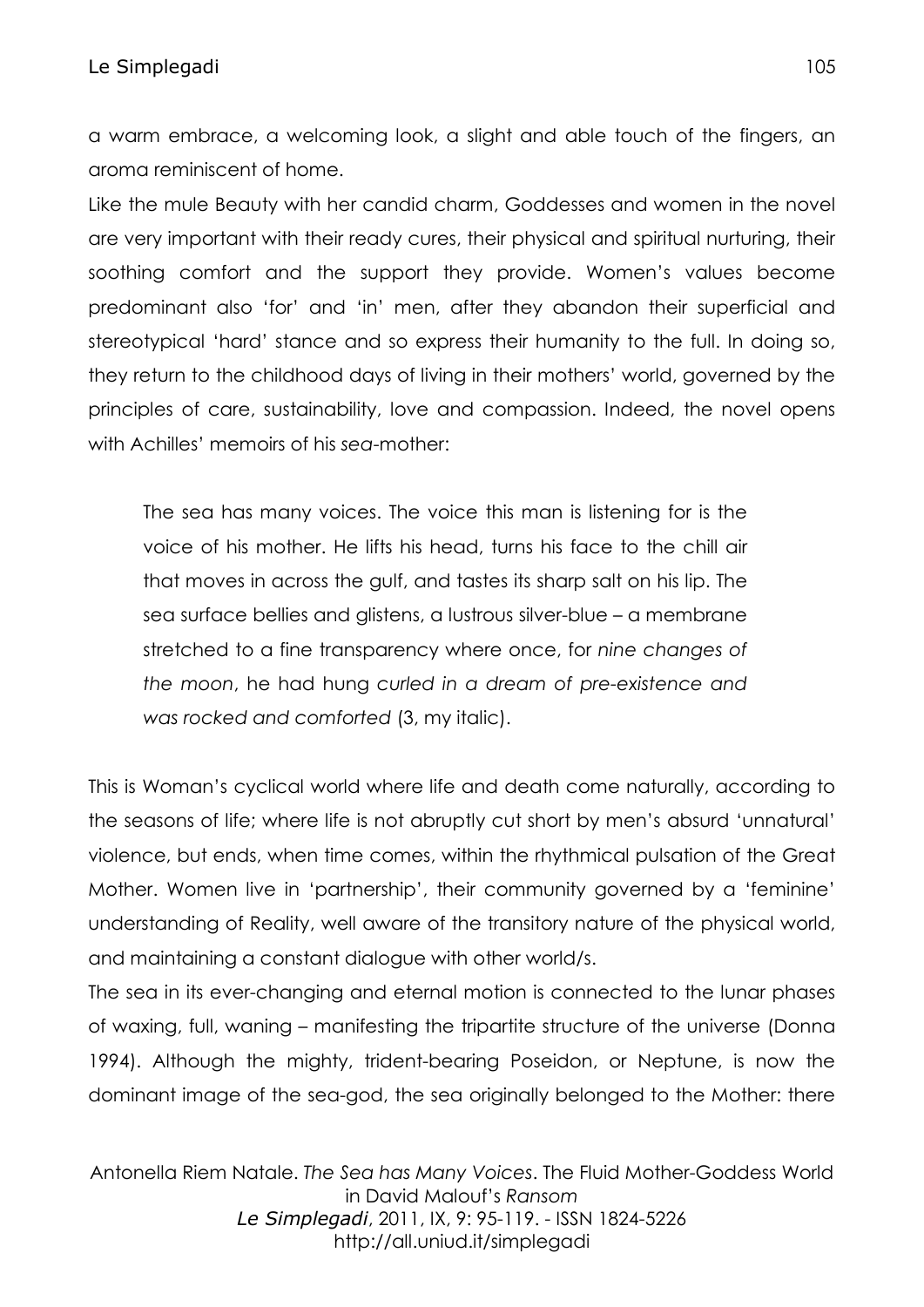a warm embrace, a welcoming look, a slight and able touch of the fingers, an aroma reminiscent of home.

Like the mule Beauty with her candid charm, Goddesses and women in the novel are very important with their ready cures, their physical and spiritual nurturing, their soothing comfort and the support they provide. Women's values become predominant also 'for' and 'in' men, after they abandon their superficial and stereotypical 'hard' stance and so express their humanity to the full. In doing so, they return to the childhood days of living in their mothers' world, governed by the principles of care, sustainability, love and compassion. Indeed, the novel opens with Achilles' memoirs of his *sea*-mother:

> The sea has many voices. The voice this man is listening for is the voice of his mother. He lifts his head, turns his face to the chill air that moves in across the gulf, and tastes its sharp salt on his lip. The sea surface bellies and glistens, a lustrous silver-blue – a membrane stretched to a fine transparency where once, for *nine changes of the moon*, he had hung *curled in a dream of pre-existence and was rocked and comforted* (3, my italic).

This is Woman's cyclical world where life and death come naturally, according to the seasons of life; where life is not abruptly cut short by men's absurd 'unnatural' violence, but ends, when time comes, within the rhythmical pulsation of the Great Mother. Women live in 'partnership', their community governed by a 'feminine' understanding of Reality, well aware of the transitory nature of the physical world, and maintaining a constant dialogue with other world/s.

The sea in its ever-changing and eternal motion is connected to the lunar phases of waxing, full, waning – manifesting the tripartite structure of the universe (Donna 1994). Although the mighty, trident-bearing Poseidon, or Neptune, is now the dominant image of the sea-god, the sea originally belonged to the Mother: there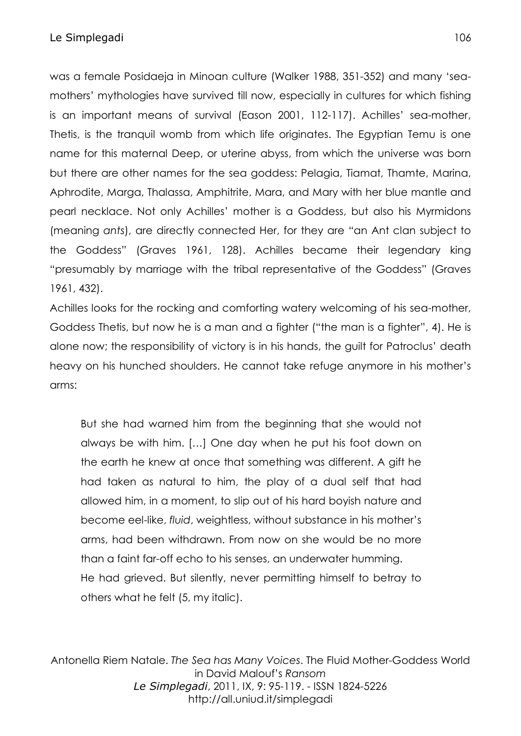was a female Posidaeja in Minoan culture (Walker 1988, 351-352) and many 'sea-mothers' mythologies have survived till now, especially in cultures for which fishing is an important means of survival (Eason 2001, 112-117). Achilles' sea-mother, Thetis, is the tranquil womb from which life originates. The Egyptian Temu is one name for this maternal Deep, or uterine abyss, from which the universe was born but there are other names for the sea goddess: Pelagia, Tiamat, Thamte, Marina, Aphrodite, Marga, Thalassa, Amphitrite, Mara, and Mary with her blue mantle and pearl necklace. Not only Achilles' mother is a Goddess, but also his Myrmidons (meaning *ants*), are directly connected Her, for they are "an Ant clan subject to the Goddess" (Graves 1961, 128). Achilles became their legendary king "presumably by marriage with the tribal representative of the Goddess" (Graves 1961, 432).

Achilles looks for the rocking and comforting watery welcoming of his sea-mother, Goddess Thetis, but now he is a man and a fighter ("the man is a fighter", 4). He is alone now; the responsibility of victory is in his hands, the guilt for Patroclus' death heavy on his hunched shoulders. He cannot take refuge anymore in his mother's arms:

> But she had warned him from the beginning that she would not always be with him. […] One day when he put his foot down on the earth he knew at once that something was different. A gift he had taken as natural to him, the play of a dual self that had allowed him, in a moment, to slip out of his hard boyish nature and become eel-like, *fluid*, weightless, without substance in his mother's arms, had been withdrawn. From now on she would be no more than a faint far-off echo to his senses, an underwater humming.
> He had grieved. But silently, never permitting himself to betray to others what he felt (5, my italic).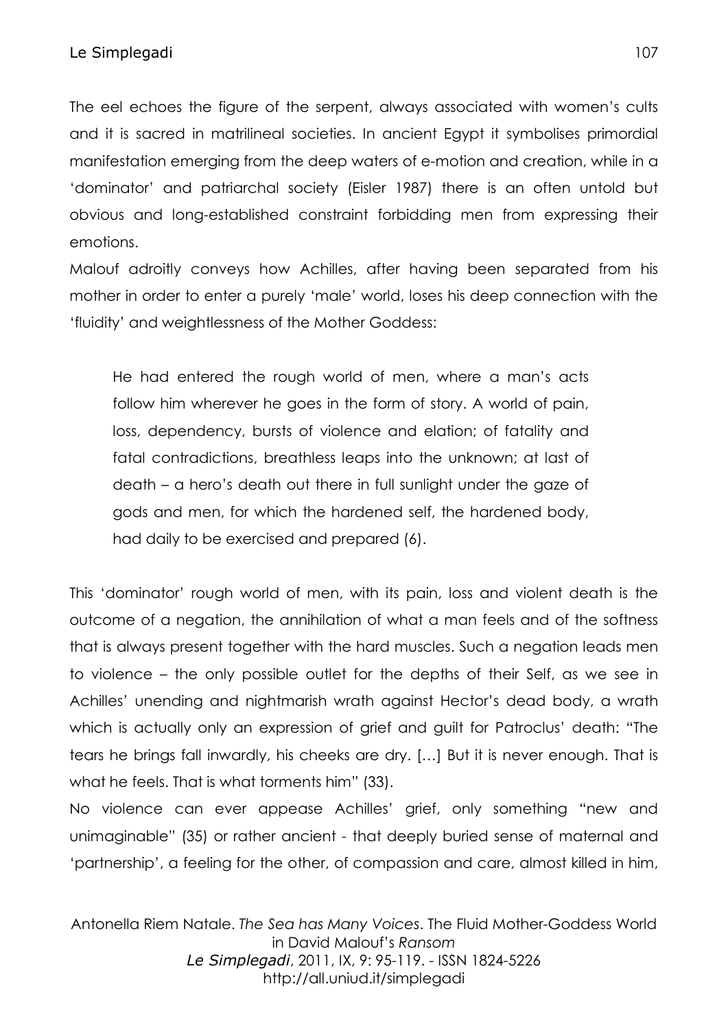The eel echoes the figure of the serpent, always associated with women's cults and it is sacred in matrilineal societies. In ancient Egypt it symbolises primordial manifestation emerging from the deep waters of e-motion and creation, while in a 'dominator' and patriarchal society (Eisler 1987) there is an often untold but obvious and long-established constraint forbidding men from expressing their emotions.

Malouf adroitly conveys how Achilles, after having been separated from his mother in order to enter a purely 'male' world, loses his deep connection with the 'fluidity' and weightlessness of the Mother Goddess:

> He had entered the rough world of men, where a man's acts follow him wherever he goes in the form of story. A world of pain, loss, dependency, bursts of violence and elation; of fatality and fatal contradictions, breathless leaps into the unknown; at last of death – a hero's death out there in full sunlight under the gaze of gods and men, for which the hardened self, the hardened body, had daily to be exercised and prepared (6).

This 'dominator' rough world of men, with its pain, loss and violent death is the outcome of a negation, the annihilation of what a man feels and of the softness that is always present together with the hard muscles. Such a negation leads men to violence – the only possible outlet for the depths of their Self, as we see in Achilles' unending and nightmarish wrath against Hector's dead body, a wrath which is actually only an expression of grief and guilt for Patroclus' death: "The tears he brings fall inwardly, his cheeks are dry. […] But it is never enough. That is what he feels. That is what torments him" (33).

No violence can ever appease Achilles' grief, only something "new and unimaginable" (35) or rather ancient - that deeply buried sense of maternal and 'partnership', a feeling for the other, of compassion and care, almost killed in him,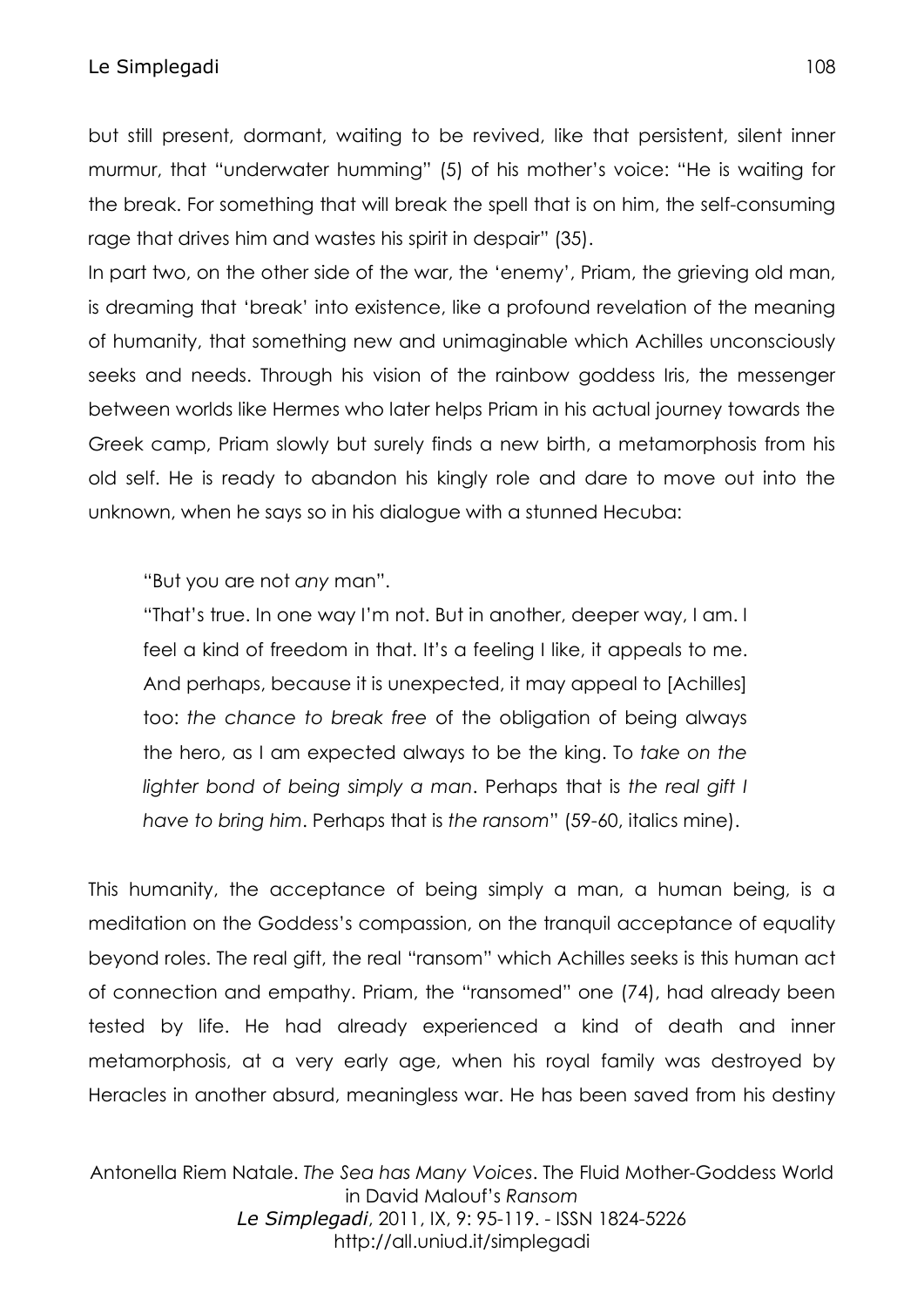but still present, dormant, waiting to be revived, like that persistent, silent inner murmur, that "underwater humming" (5) of his mother's voice: "He is waiting for the break. For something that will break the spell that is on him, the self-consuming rage that drives him and wastes his spirit in despair" (35).

In part two, on the other side of the war, the 'enemy', Priam, the grieving old man, is dreaming that 'break' into existence, like a profound revelation of the meaning of humanity, that something new and unimaginable which Achilles unconsciously seeks and needs. Through his vision of the rainbow goddess Iris, the messenger between worlds like Hermes who later helps Priam in his actual journey towards the Greek camp, Priam slowly but surely finds a new birth, a metamorphosis from his old self. He is ready to abandon his kingly role and dare to move out into the unknown, when he says so in his dialogue with a stunned Hecuba:

> "But you are not *any* man".
>
> "That's true. In one way I'm not. But in another, deeper way, I am. I feel a kind of freedom in that. It's a feeling I like, it appeals to me. And perhaps, because it is unexpected, it may appeal to [Achilles] too: *the chance to break free* of the obligation of being always the hero, as I am expected always to be the king. To *take on the lighter bond of being simply a man*. Perhaps that is *the real gift I have to bring him*. Perhaps that is *the ransom*" (59-60, italics mine).

This humanity, the acceptance of being simply a man, a human being, is a meditation on the Goddess's compassion, on the tranquil acceptance of equality beyond roles. The real gift, the real "ransom" which Achilles seeks is this human act of connection and empathy. Priam, the "ransomed" one (74), had already been tested by life. He had already experienced a kind of death and inner metamorphosis, at a very early age, when his royal family was destroyed by Heracles in another absurd, meaningless war. He has been saved from his destiny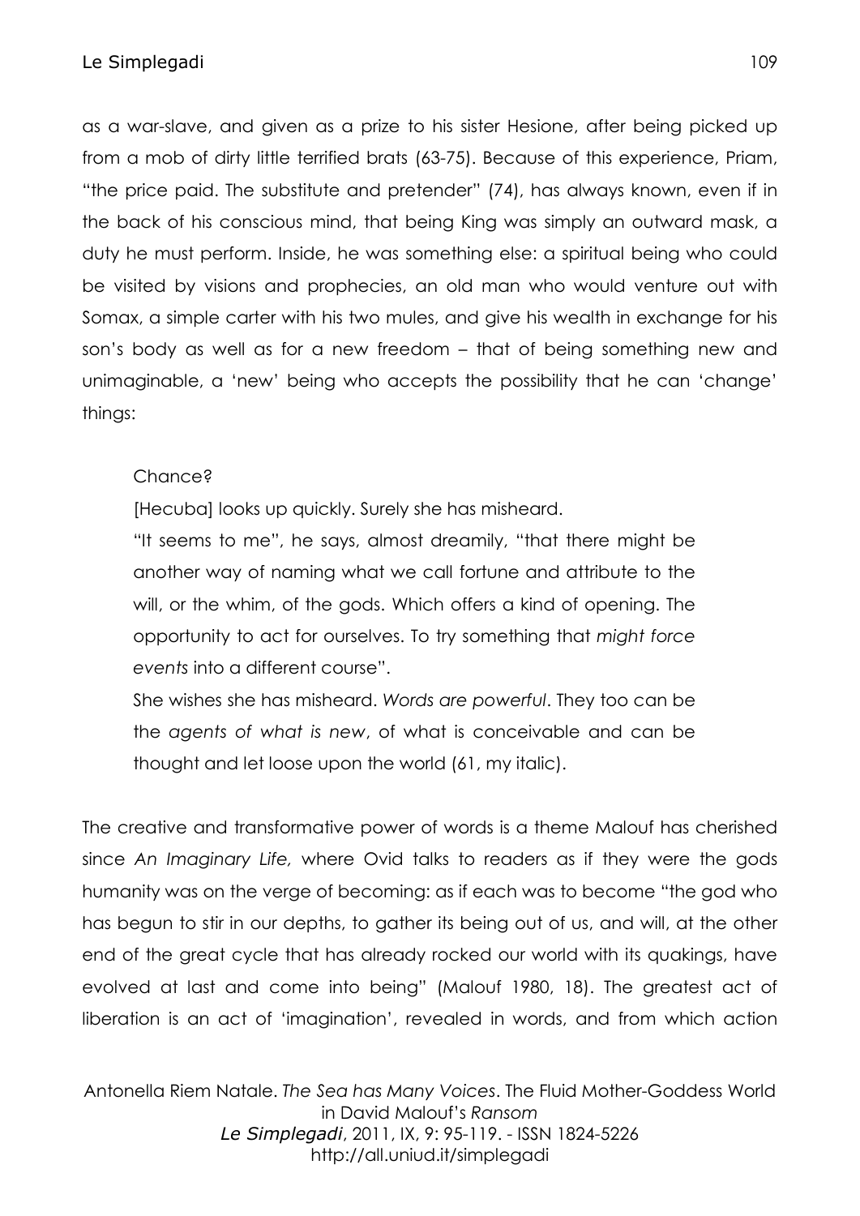as a war-slave, and given as a prize to his sister Hesione, after being picked up from a mob of dirty little terrified brats (63-75). Because of this experience, Priam, "the price paid. The substitute and pretender" (74), has always known, even if in the back of his conscious mind, that being King was simply an outward mask, a duty he must perform. Inside, he was something else: a spiritual being who could be visited by visions and prophecies, an old man who would venture out with Somax, a simple carter with his two mules, and give his wealth in exchange for his son's body as well as for a new freedom – that of being something new and unimaginable, a 'new' being who accepts the possibility that he can 'change' things:

> Chance?
>
> [Hecuba] looks up quickly. Surely she has misheard.
>
> "It seems to me", he says, almost dreamily, "that there might be another way of naming what we call fortune and attribute to the will, or the whim, of the gods. Which offers a kind of opening. The opportunity to act for ourselves. To try something that *might force events* into a different course".
>
> She wishes she has misheard. *Words are powerful*. They too can be the *agents of what is new*, of what is conceivable and can be thought and let loose upon the world (61, my italic).

The creative and transformative power of words is a theme Malouf has cherished since *An Imaginary Life,* where Ovid talks to readers as if they were the gods humanity was on the verge of becoming: as if each was to become "the god who has begun to stir in our depths, to gather its being out of us, and will, at the other end of the great cycle that has already rocked our world with its quakings, have evolved at last and come into being" (Malouf 1980, 18). The greatest act of liberation is an act of 'imagination', revealed in words, and from which action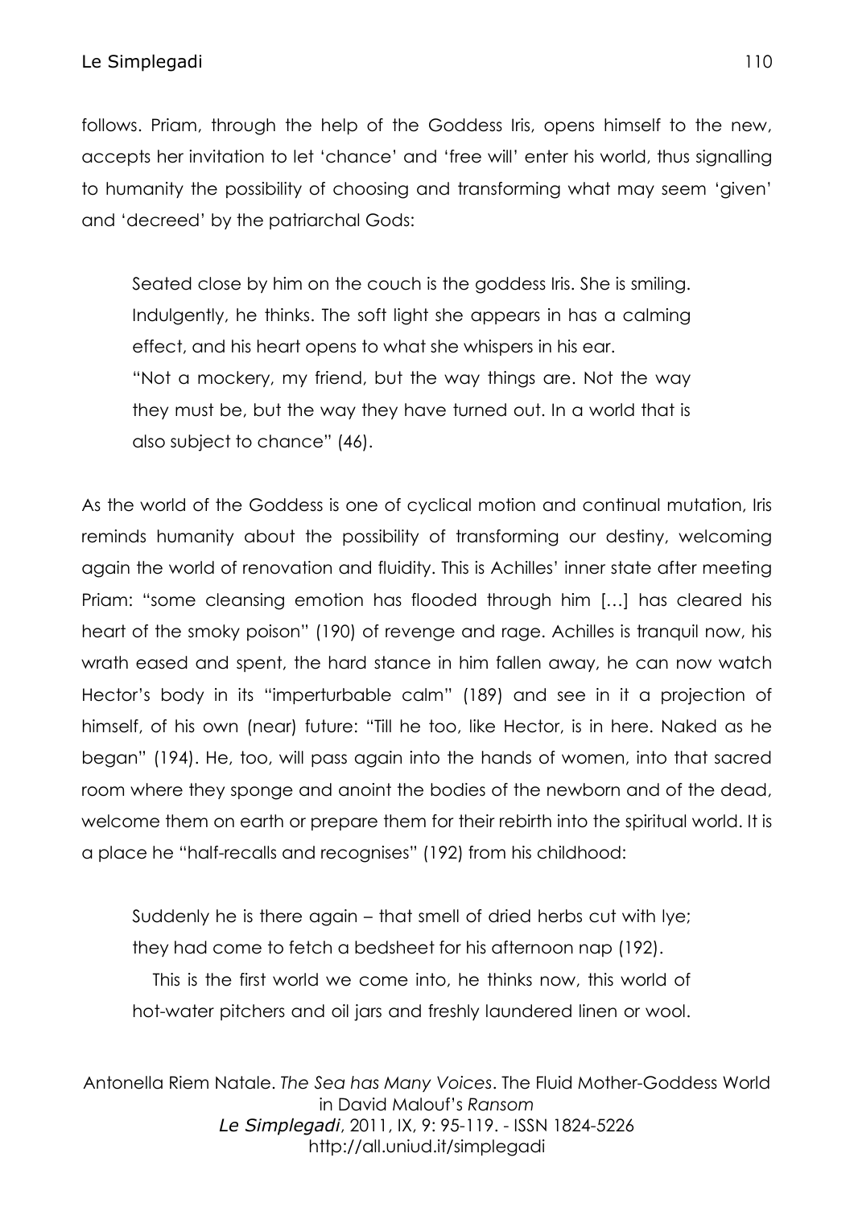follows. Priam, through the help of the Goddess Iris, opens himself to the new, accepts her invitation to let 'chance' and 'free will' enter his world, thus signalling to humanity the possibility of choosing and transforming what may seem 'given' and 'decreed' by the patriarchal Gods:

> Seated close by him on the couch is the goddess Iris. She is smiling. Indulgently, he thinks. The soft light she appears in has a calming effect, and his heart opens to what she whispers in his ear.
> "Not a mockery, my friend, but the way things are. Not the way they must be, but the way they have turned out. In a world that is also subject to chance" (46).

As the world of the Goddess is one of cyclical motion and continual mutation, Iris reminds humanity about the possibility of transforming our destiny, welcoming again the world of renovation and fluidity. This is Achilles' inner state after meeting Priam: "some cleansing emotion has flooded through him […] has cleared his heart of the smoky poison" (190) of revenge and rage. Achilles is tranquil now, his wrath eased and spent, the hard stance in him fallen away, he can now watch Hector's body in its "imperturbable calm" (189) and see in it a projection of himself, of his own (near) future: "Till he too, like Hector, is in here. Naked as he began" (194). He, too, will pass again into the hands of women, into that sacred room where they sponge and anoint the bodies of the newborn and of the dead, welcome them on earth or prepare them for their rebirth into the spiritual world. It is a place he "half-recalls and recognises" (192) from his childhood:

> Suddenly he is there again – that smell of dried herbs cut with lye; they had come to fetch a bedsheet for his afternoon nap (192).
> This is the first world we come into, he thinks now, this world of hot-water pitchers and oil jars and freshly laundered linen or wool.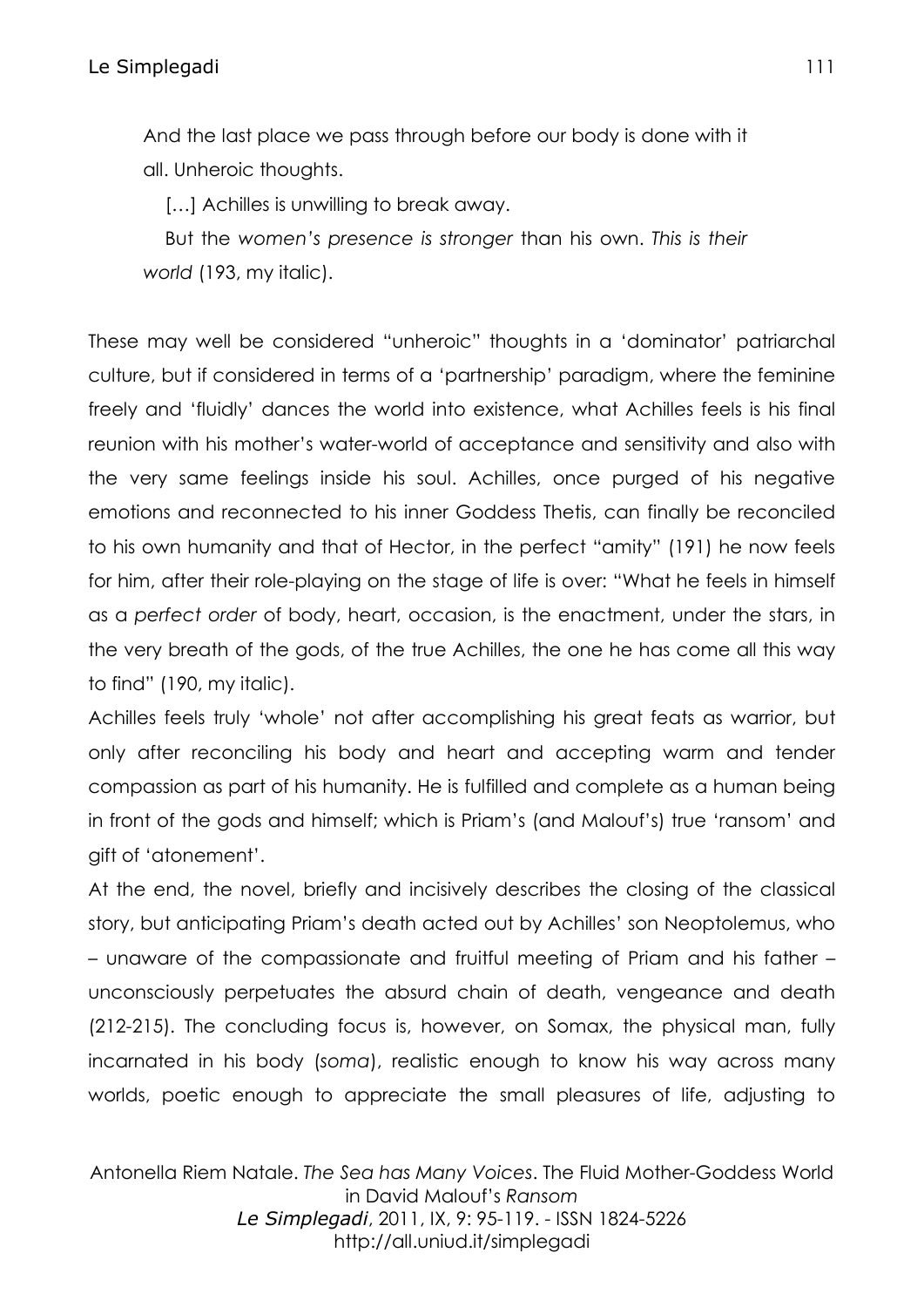> And the last place we pass through before our body is done with it all. Unheroic thoughts.
>
> […] Achilles is unwilling to break away.
>
> But the *women's presence is stronger* than his own. *This is their world* (193, my italic).

These may well be considered "unheroic" thoughts in a 'dominator' patriarchal culture, but if considered in terms of a 'partnership' paradigm, where the feminine freely and 'fluidly' dances the world into existence, what Achilles feels is his final reunion with his mother's water-world of acceptance and sensitivity and also with the very same feelings inside his soul. Achilles, once purged of his negative emotions and reconnected to his inner Goddess Thetis, can finally be reconciled to his own humanity and that of Hector, in the perfect "amity" (191) he now feels for him, after their role-playing on the stage of life is over: "What he feels in himself as a *perfect order* of body, heart, occasion, is the enactment, under the stars, in the very breath of the gods, of the true Achilles, the one he has come all this way to find" (190, my italic).

Achilles feels truly 'whole' not after accomplishing his great feats as warrior, but only after reconciling his body and heart and accepting warm and tender compassion as part of his humanity. He is fulfilled and complete as a human being in front of the gods and himself; which is Priam's (and Malouf's) true 'ransom' and gift of 'atonement'.

At the end, the novel, briefly and incisively describes the closing of the classical story, but anticipating Priam's death acted out by Achilles' son Neoptolemus, who – unaware of the compassionate and fruitful meeting of Priam and his father – unconsciously perpetuates the absurd chain of death, vengeance and death (212-215). The concluding focus is, however, on Somax, the physical man, fully incarnated in his body (*soma*), realistic enough to know his way across many worlds, poetic enough to appreciate the small pleasures of life, adjusting to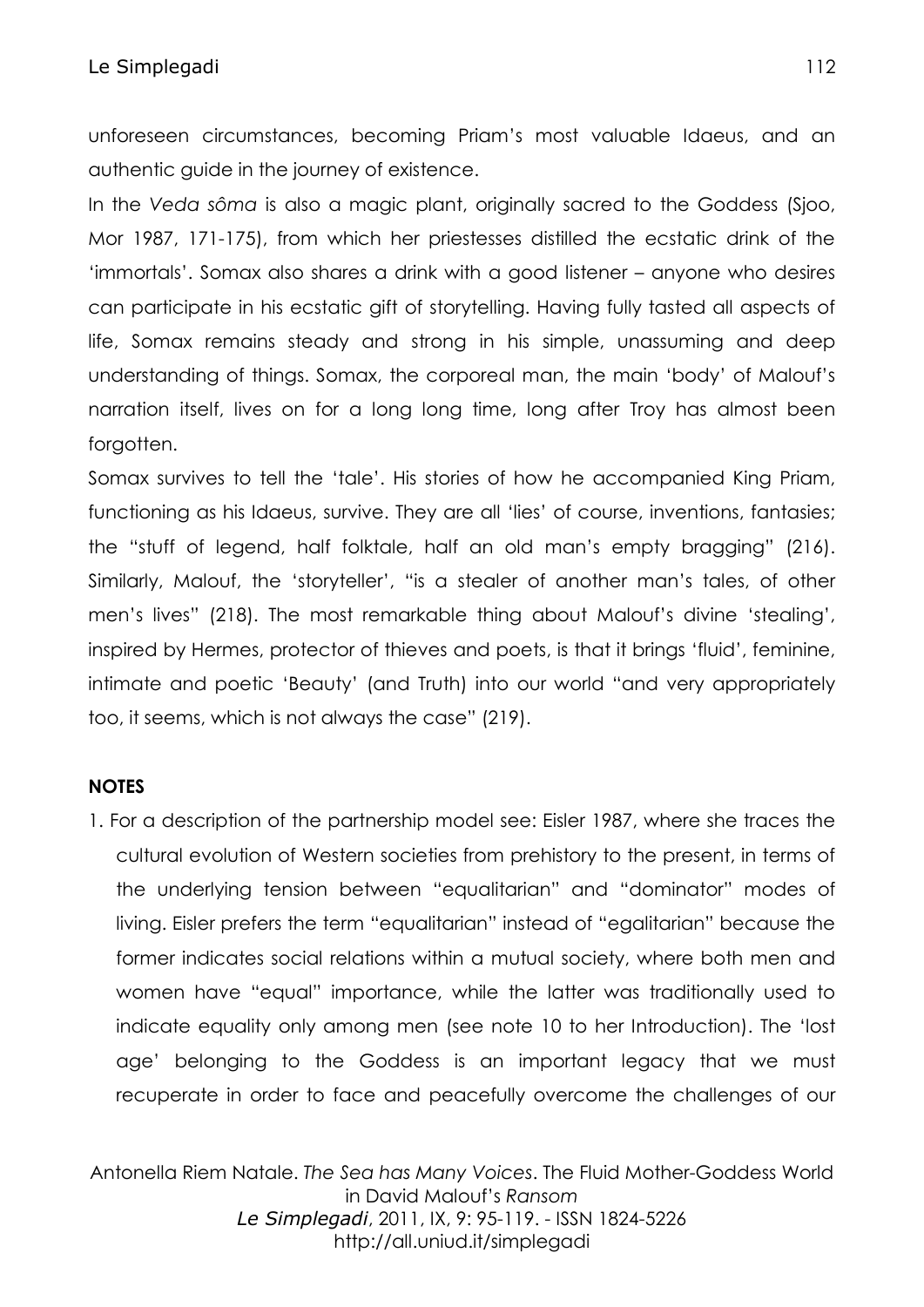unforeseen circumstances, becoming Priam's most valuable Idaeus, and an authentic guide in the journey of existence.

In the *Veda sôma* is also a magic plant, originally sacred to the Goddess (Sjoo, Mor 1987, 171-175), from which her priestesses distilled the ecstatic drink of the 'immortals'. Somax also shares a drink with a good listener – anyone who desires can participate in his ecstatic gift of storytelling. Having fully tasted all aspects of life, Somax remains steady and strong in his simple, unassuming and deep understanding of things. Somax, the corporeal man, the main 'body' of Malouf's narration itself, lives on for a long long time, long after Troy has almost been forgotten.

Somax survives to tell the 'tale'. His stories of how he accompanied King Priam, functioning as his Idaeus, survive. They are all 'lies' of course, inventions, fantasies; the "stuff of legend, half folktale, half an old man's empty bragging" (216). Similarly, Malouf, the 'storyteller', "is a stealer of another man's tales, of other men's lives" (218). The most remarkable thing about Malouf's divine 'stealing', inspired by Hermes, protector of thieves and poets, is that it brings 'fluid', feminine, intimate and poetic 'Beauty' (and Truth) into our world "and very appropriately too, it seems, which is not always the case" (219).

**NOTES**

1. For a description of the partnership model see: Eisler 1987, where she traces the cultural evolution of Western societies from prehistory to the present, in terms of the underlying tension between "equalitarian" and "dominator" modes of living. Eisler prefers the term "equalitarian" instead of "egalitarian" because the former indicates social relations within a mutual society, where both men and women have "equal" importance, while the latter was traditionally used to indicate equality only among men (see note 10 to her Introduction). The 'lost age' belonging to the Goddess is an important legacy that we must recuperate in order to face and peacefully overcome the challenges of our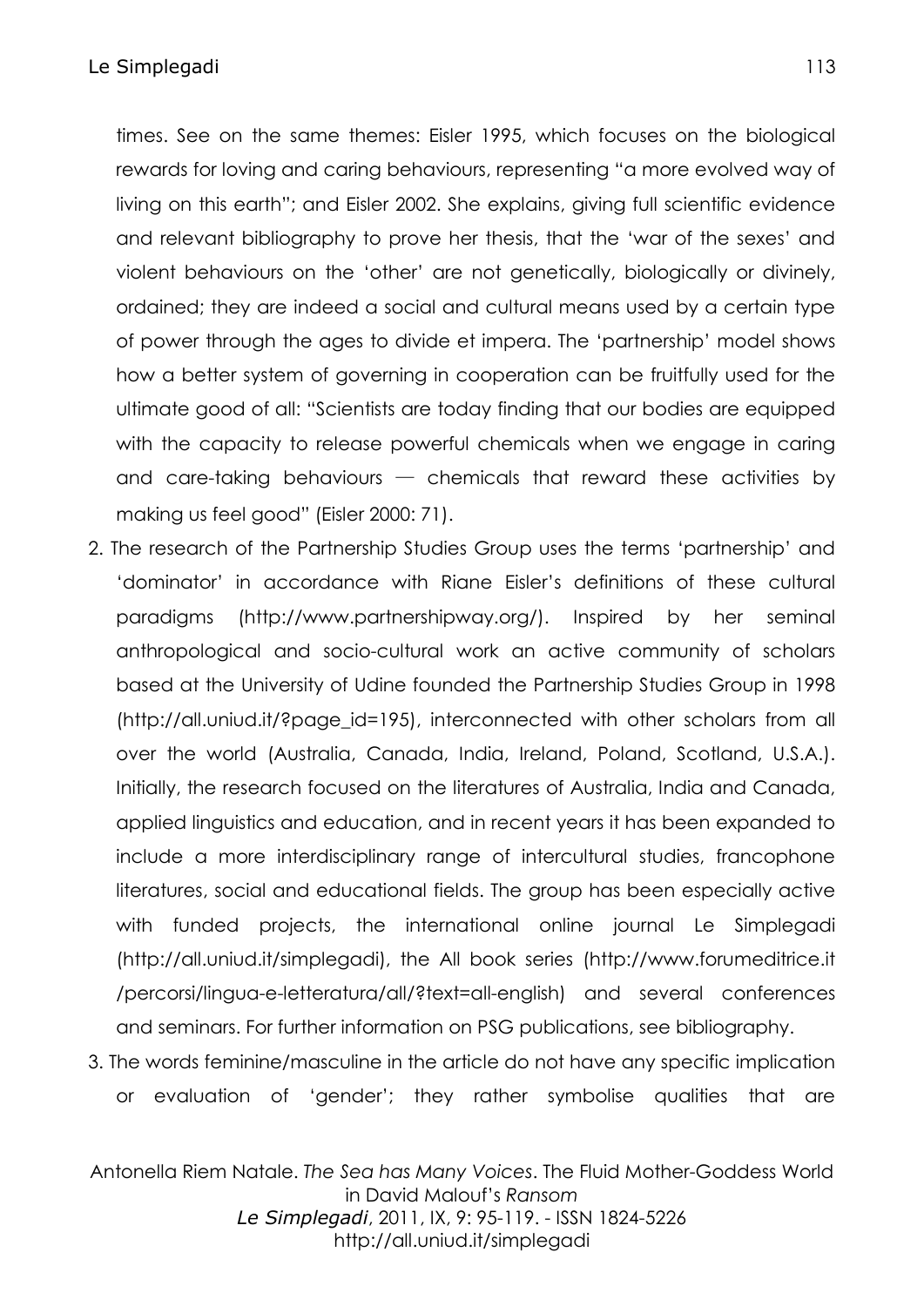times. See on the same themes: Eisler 1995, which focuses on the biological rewards for loving and caring behaviours, representing "a more evolved way of living on this earth"; and Eisler 2002. She explains, giving full scientific evidence and relevant bibliography to prove her thesis, that the 'war of the sexes' and violent behaviours on the 'other' are not genetically, biologically or divinely, ordained; they are indeed a social and cultural means used by a certain type of power through the ages to divide et impera. The 'partnership' model shows how a better system of governing in cooperation can be fruitfully used for the ultimate good of all: "Scientists are today finding that our bodies are equipped with the capacity to release powerful chemicals when we engage in caring and care-taking behaviours — chemicals that reward these activities by making us feel good" (Eisler 2000: 71).

2. The research of the Partnership Studies Group uses the terms 'partnership' and 'dominator' in accordance with Riane Eisler's definitions of these cultural paradigms (http://www.partnershipway.org/). Inspired by her seminal anthropological and socio-cultural work an active community of scholars based at the University of Udine founded the Partnership Studies Group in 1998 (http://all.uniud.it/?page_id=195), interconnected with other scholars from all over the world (Australia, Canada, India, Ireland, Poland, Scotland, U.S.A.). Initially, the research focused on the literatures of Australia, India and Canada, applied linguistics and education, and in recent years it has been expanded to include a more interdisciplinary range of intercultural studies, francophone literatures, social and educational fields. The group has been especially active with funded projects, the international online journal Le Simplegadi (http://all.uniud.it/simplegadi), the All book series (http://www.forumeditrice.it /percorsi/lingua-e-letteratura/all/?text=all-english) and several conferences and seminars. For further information on PSG publications, see bibliography.
3. The words feminine/masculine in the article do not have any specific implication or evaluation of 'gender'; they rather symbolise qualities that are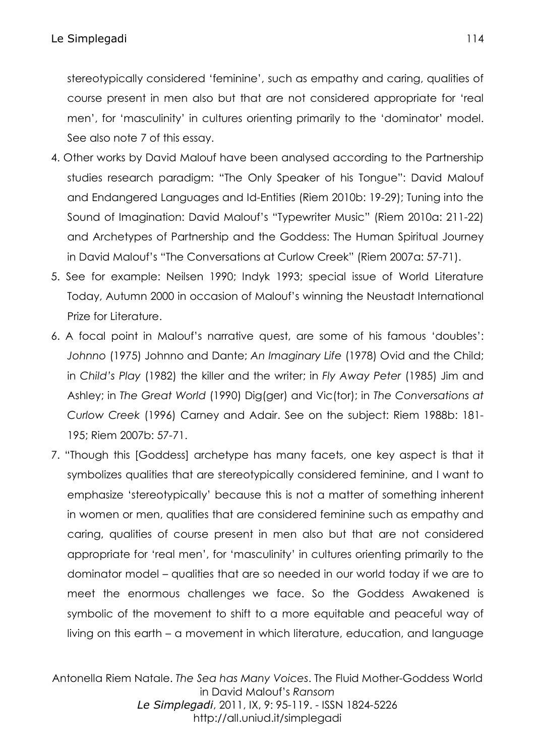stereotypically considered 'feminine', such as empathy and caring, qualities of course present in men also but that are not considered appropriate for 'real men', for 'masculinity' in cultures orienting primarily to the 'dominator' model. See also note 7 of this essay.

4. Other works by David Malouf have been analysed according to the Partnership studies research paradigm: "The Only Speaker of his Tongue": David Malouf and Endangered Languages and Id-Entities (Riem 2010b: 19-29); Tuning into the Sound of Imagination: David Malouf's "Typewriter Music" (Riem 2010a: 211-22) and Archetypes of Partnership and the Goddess: The Human Spiritual Journey in David Malouf's "The Conversations at Curlow Creek" (Riem 2007a: 57-71).
5. See for example: Neilsen 1990; Indyk 1993; special issue of World Literature Today, Autumn 2000 in occasion of Malouf's winning the Neustadt International Prize for Literature.
6. A focal point in Malouf's narrative quest, are some of his famous 'doubles': *Johnno* (1975) Johnno and Dante; *An Imaginary Life* (1978) Ovid and the Child; in *Child's Play* (1982) the killer and the writer; in *Fly Away Peter* (1985) Jim and Ashley; in *The Great World* (1990) Dig(ger) and Vic(tor); in *The Conversations at Curlow Creek* (1996) Carney and Adair. See on the subject: Riem 1988b: 181-195; Riem 2007b: 57-71.
7. "Though this [Goddess] archetype has many facets, one key aspect is that it symbolizes qualities that are stereotypically considered feminine, and I want to emphasize 'stereotypically' because this is not a matter of something inherent in women or men, qualities that are considered feminine such as empathy and caring, qualities of course present in men also but that are not considered appropriate for 'real men', for 'masculinity' in cultures orienting primarily to the dominator model – qualities that are so needed in our world today if we are to meet the enormous challenges we face. So the Goddess Awakened is symbolic of the movement to shift to a more equitable and peaceful way of living on this earth – a movement in which literature, education, and language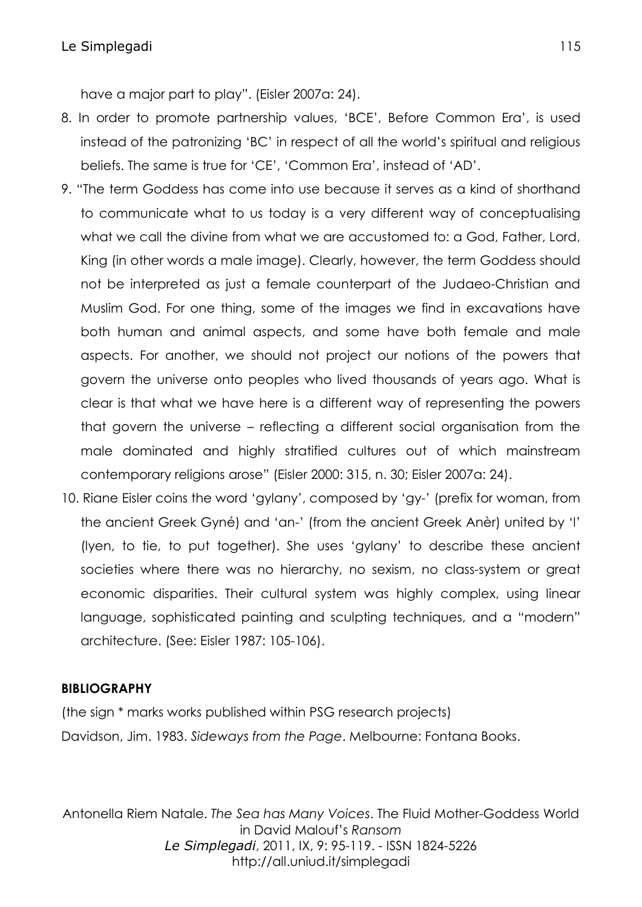have a major part to play". (Eisler 2007a: 24).

8. In order to promote partnership values, 'BCE', Before Common Era', is used instead of the patronizing 'BC' in respect of all the world's spiritual and religious beliefs. The same is true for 'CE', 'Common Era', instead of 'AD'.
9. "The term Goddess has come into use because it serves as a kind of shorthand to communicate what to us today is a very different way of conceptualising what we call the divine from what we are accustomed to: a God, Father, Lord, King (in other words a male image). Clearly, however, the term Goddess should not be interpreted as just a female counterpart of the Judaeo-Christian and Muslim God. For one thing, some of the images we find in excavations have both human and animal aspects, and some have both female and male aspects. For another, we should not project our notions of the powers that govern the universe onto peoples who lived thousands of years ago. What is clear is that what we have here is a different way of representing the powers that govern the universe – reflecting a different social organisation from the male dominated and highly stratified cultures out of which mainstream contemporary religions arose" (Eisler 2000: 315, n. 30; Eisler 2007a: 24).
10. Riane Eisler coins the word 'gylany', composed by 'gy-' (prefix for woman, from the ancient Greek Gyné) and 'an-' (from the ancient Greek Anèr) united by 'l' (lyen, to tie, to put together). She uses 'gylany' to describe these ancient societies where there was no hierarchy, no sexism, no class-system or great economic disparities. Their cultural system was highly complex, using linear language, sophisticated painting and sculpting techniques, and a "modern" architecture. (See: Eisler 1987: 105-106).

**BIBLIOGRAPHY**

(the sign * marks works published within PSG research projects)

Davidson, Jim. 1983. *Sideways from the Page*. Melbourne: Fontana Books.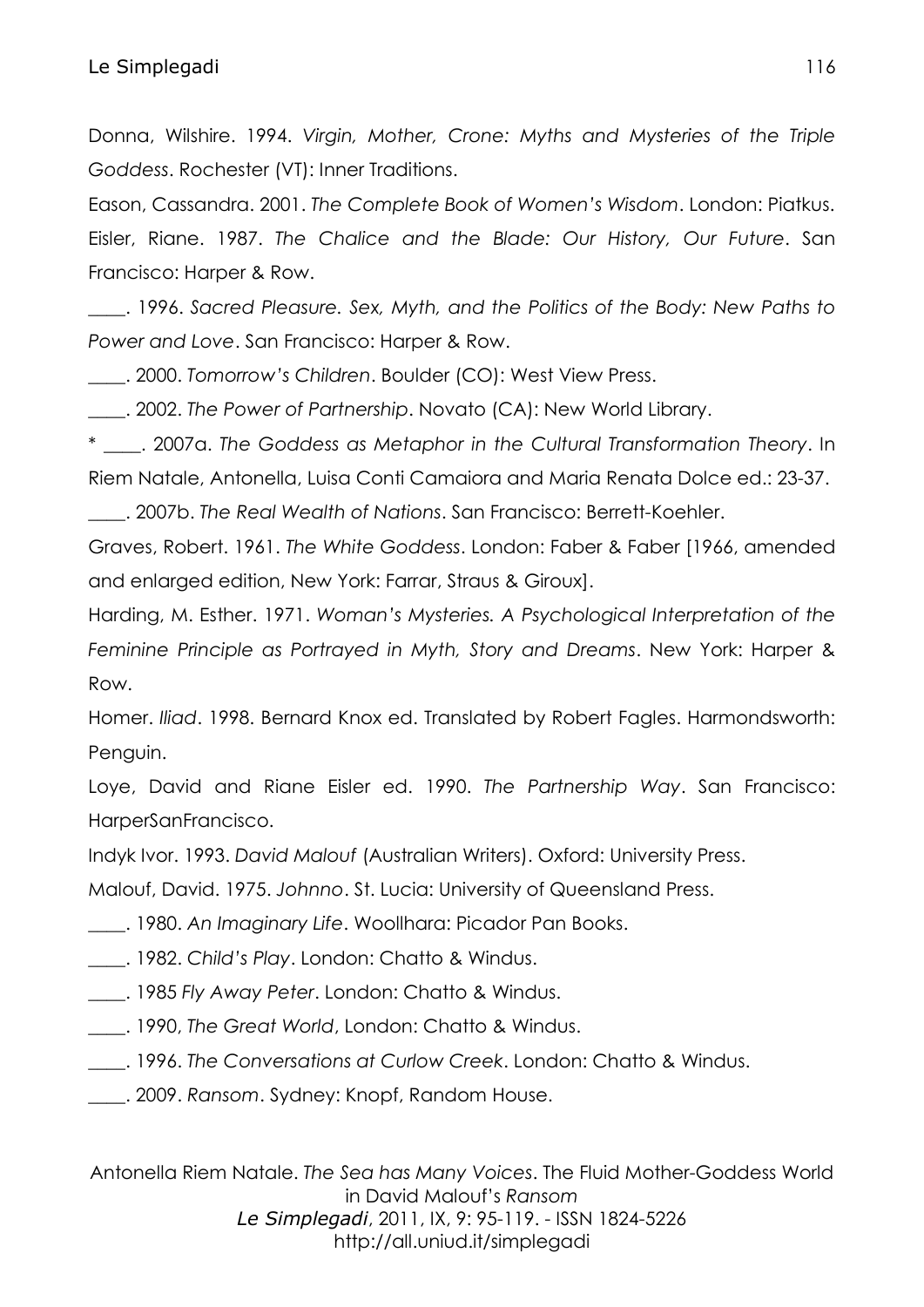Donna, Wilshire. 1994. *Virgin, Mother, Crone: Myths and Mysteries of the Triple Goddess*. Rochester (VT): Inner Traditions.

Eason, Cassandra. 2001. *The Complete Book of Women's Wisdom*. London: Piatkus.

Eisler, Riane. 1987. *The Chalice and the Blade: Our History, Our Future*. San Francisco: Harper & Row.

____. 1996. *Sacred Pleasure. Sex, Myth, and the Politics of the Body: New Paths to Power and Love*. San Francisco: Harper & Row.

____. 2000. *Tomorrow's Children*. Boulder (CO): West View Press.

____. 2002. *The Power of Partnership*. Novato (CA): New World Library.

* ____. 2007a. *The Goddess as Metaphor in the Cultural Transformation Theory*. In Riem Natale, Antonella, Luisa Conti Camaiora and Maria Renata Dolce ed.: 23-37.

____. 2007b. *The Real Wealth of Nations*. San Francisco: Berrett-Koehler.

Graves, Robert. 1961. *The White Goddess*. London: Faber & Faber [1966, amended and enlarged edition, New York: Farrar, Straus & Giroux].

Harding, M. Esther. 1971. *Woman's Mysteries. A Psychological Interpretation of the Feminine Principle as Portrayed in Myth, Story and Dreams*. New York: Harper & Row.

Homer. *Iliad*. 1998. Bernard Knox ed. Translated by Robert Fagles. Harmondsworth: Penguin.

Loye, David and Riane Eisler ed. 1990. *The Partnership Way*. San Francisco: HarperSanFrancisco.

Indyk Ivor. 1993. *David Malouf* (Australian Writers). Oxford: University Press.

Malouf, David. 1975. *Johnno*. St. Lucia: University of Queensland Press.

____. 1980. *An Imaginary Life*. Woollhara: Picador Pan Books.

____. 1982. *Child's Play*. London: Chatto & Windus.

____. 1985 *Fly Away Peter*. London: Chatto & Windus.

____. 1990, *The Great World*, London: Chatto & Windus.

____. 1996. *The Conversations at Curlow Creek*. London: Chatto & Windus.

____. 2009. *Ransom*. Sydney: Knopf, Random House.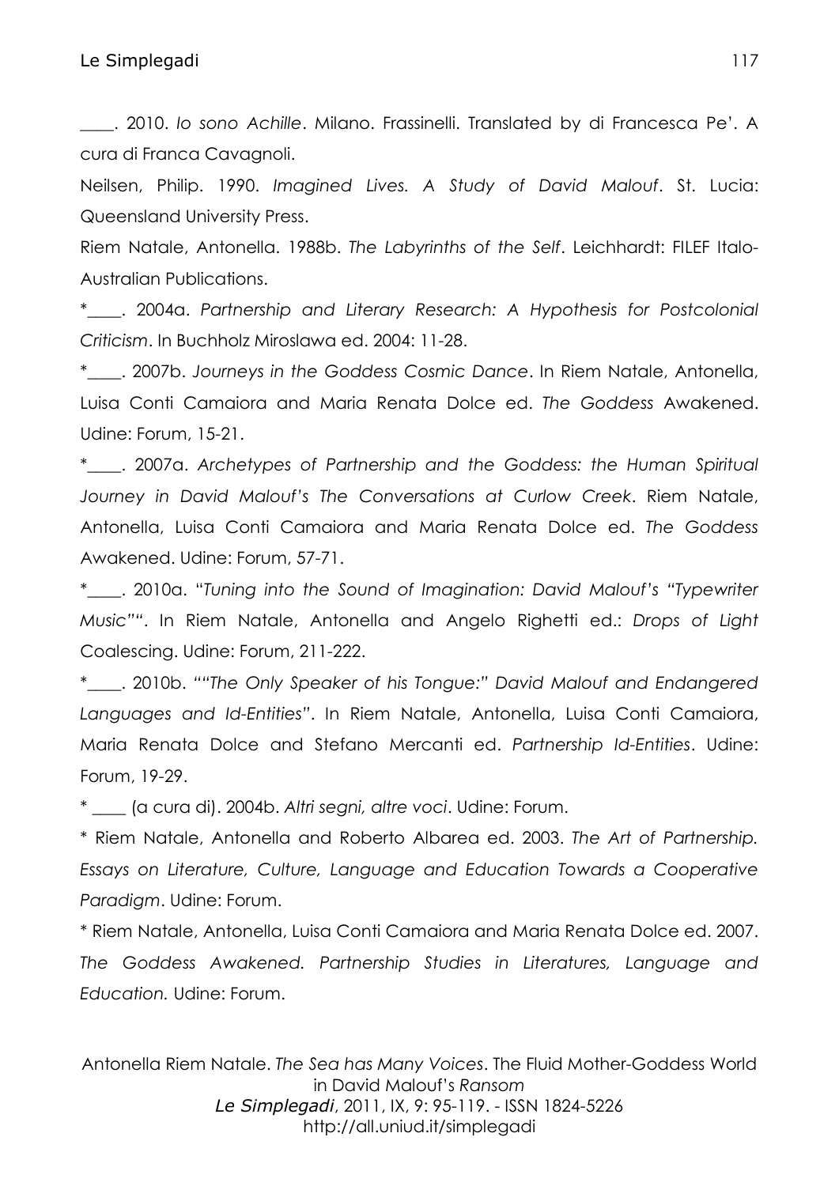\_\_\_\_. 2010. *Io sono Achille*. Milano. Frassinelli. Translated by di Francesca Pe'. A cura di Franca Cavagnoli.

Neilsen, Philip. 1990. *Imagined Lives. A Study of David Malouf*. St. Lucia: Queensland University Press.

Riem Natale, Antonella. 1988b. *The Labyrinths of the Self*. Leichhardt: FILEF Italo-Australian Publications.

*\_\_\_\_. 2004a. *Partnership and Literary Research: A Hypothesis for Postcolonial Criticism*. In Buchholz Miroslawa ed. 2004: 11-28.

*\_\_\_\_. 2007b. *Journeys in the Goddess Cosmic Dance*. In Riem Natale, Antonella, Luisa Conti Camaiora and Maria Renata Dolce ed. *The Goddess* Awakened. Udine: Forum, 15-21.

*\_\_\_\_. 2007a. *Archetypes of Partnership and the Goddess: the Human Spiritual Journey in David Malouf's The Conversations at Curlow Creek*. Riem Natale, Antonella, Luisa Conti Camaiora and Maria Renata Dolce ed. *The Goddess* Awakened. Udine: Forum, 57-71.

*\_\_\_\_. 2010a. "*Tuning into the Sound of Imagination: David Malouf's "Typewriter Music"*". In Riem Natale, Antonella and Angelo Righetti ed.: *Drops of Light* Coalescing. Udine: Forum, 211-222.

*\_\_\_\_. 2010b. *""The Only Speaker of his Tongue:" David Malouf and Endangered Languages and Id-Entities"*. In Riem Natale, Antonella, Luisa Conti Camaiora, Maria Renata Dolce and Stefano Mercanti ed. *Partnership Id-Entities*. Udine: Forum, 19-29.

* \_\_\_\_ (a cura di). 2004b. *Altri segni, altre voci*. Udine: Forum.

* Riem Natale, Antonella and Roberto Albarea ed. 2003. *The Art of Partnership. Essays on Literature, Culture, Language and Education Towards a Cooperative Paradigm*. Udine: Forum.

* Riem Natale, Antonella, Luisa Conti Camaiora and Maria Renata Dolce ed. 2007. *The Goddess Awakened. Partnership Studies in Literatures, Language and Education.* Udine: Forum.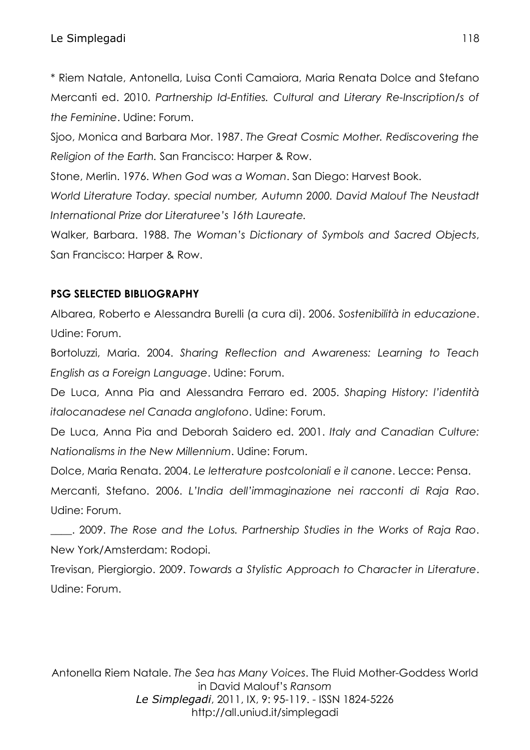* Riem Natale, Antonella, Luisa Conti Camaiora, Maria Renata Dolce and Stefano Mercanti ed. 2010. *Partnership Id-Entities. Cultural and Literary Re-Inscription/s of the Feminine*. Udine: Forum.

Sjoo, Monica and Barbara Mor. 1987. *The Great Cosmic Mother. Rediscovering the Religion of the Earth.* San Francisco: Harper & Row.

Stone, Merlin. 1976. *When God was a Woman*. San Diego: Harvest Book.

*World Literature Today. special number, Autumn 2000. David Malouf The Neustadt International Prize dor Literaturee's 16th Laureate.*

Walker, Barbara. 1988. *The Woman's Dictionary of Symbols and Sacred Objects*, San Francisco: Harper & Row.

**PSG SELECTED BIBLIOGRAPHY**

Albarea, Roberto e Alessandra Burelli (a cura di). 2006. *Sostenibilità in educazione*. Udine: Forum.

Bortoluzzi, Maria. 2004. *Sharing Reflection and Awareness: Learning to Teach English as a Foreign Language*. Udine: Forum.

De Luca, Anna Pia and Alessandra Ferraro ed. 2005. *Shaping History: l'identità italocanadese nel Canada anglofono*. Udine: Forum.

De Luca, Anna Pia and Deborah Saidero ed. 2001. *Italy and Canadian Culture: Nationalisms in the New Millennium*. Udine: Forum.

Dolce, Maria Renata. 2004. *Le letterature postcoloniali e il canone*. Lecce: Pensa.

Mercanti, Stefano. 2006. *L'India dell'immaginazione nei racconti di Raja Rao*. Udine: Forum.

____. 2009. *The Rose and the Lotus. Partnership Studies in the Works of Raja Rao*. New York/Amsterdam: Rodopi.

Trevisan, Piergiorgio. 2009. *Towards a Stylistic Approach to Character in Literature*. Udine: Forum.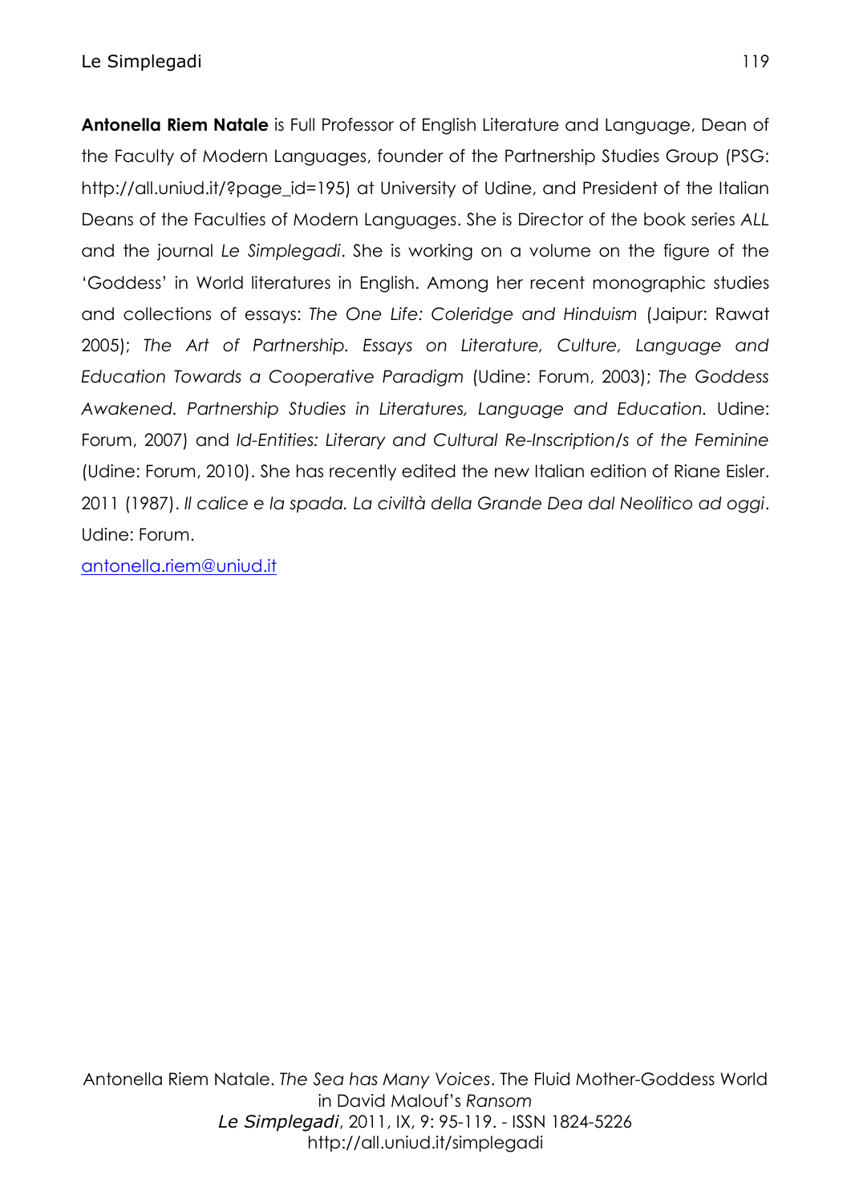**Antonella Riem Natale** is Full Professor of English Literature and Language, Dean of the Faculty of Modern Languages, founder of the Partnership Studies Group (PSG: http://all.uniud.it/?page_id=195) at University of Udine, and President of the Italian Deans of the Faculties of Modern Languages. She is Director of the book series *ALL* and the journal *Le Simplegadi*. She is working on a volume on the figure of the 'Goddess' in World literatures in English. Among her recent monographic studies and collections of essays: *The One Life: Coleridge and Hinduism* (Jaipur: Rawat 2005); *The Art of Partnership. Essays on Literature, Culture, Language and Education Towards a Cooperative Paradigm* (Udine: Forum, 2003); *The Goddess Awakened. Partnership Studies in Literatures, Language and Education.* Udine: Forum, 2007) and *Id-Entities: Literary and Cultural Re-Inscription/s of the Feminine* (Udine: Forum, 2010). She has recently edited the new Italian edition of Riane Eisler. 2011 (1987). *Il calice e la spada. La civiltà della Grande Dea dal Neolitico ad oggi*. Udine: Forum.

antonella.riem@uniud.it